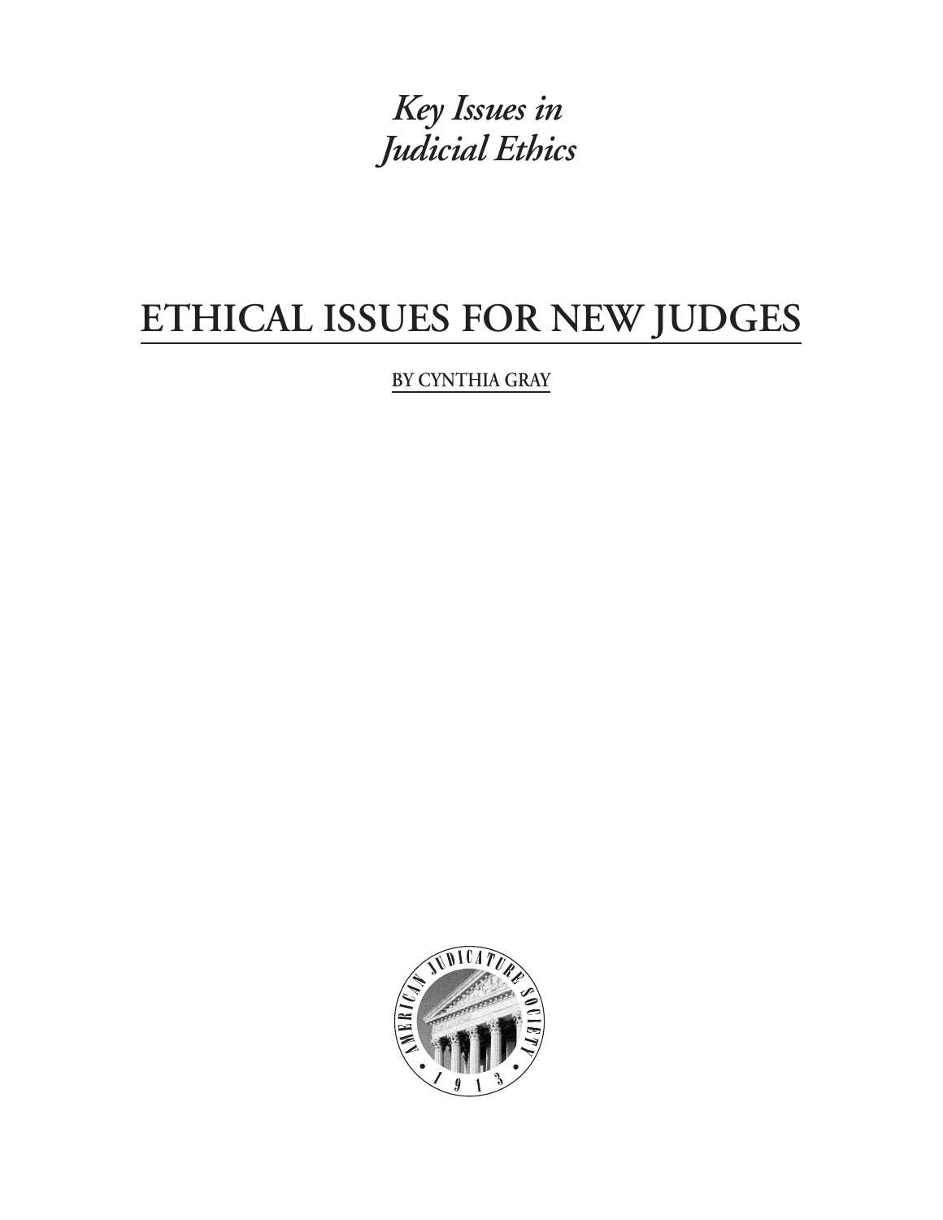*Key Issues in Judicial Ethics*

# ETHICAL ISSUES FOR NEW JUDGES

BY CYNTHIA GRAY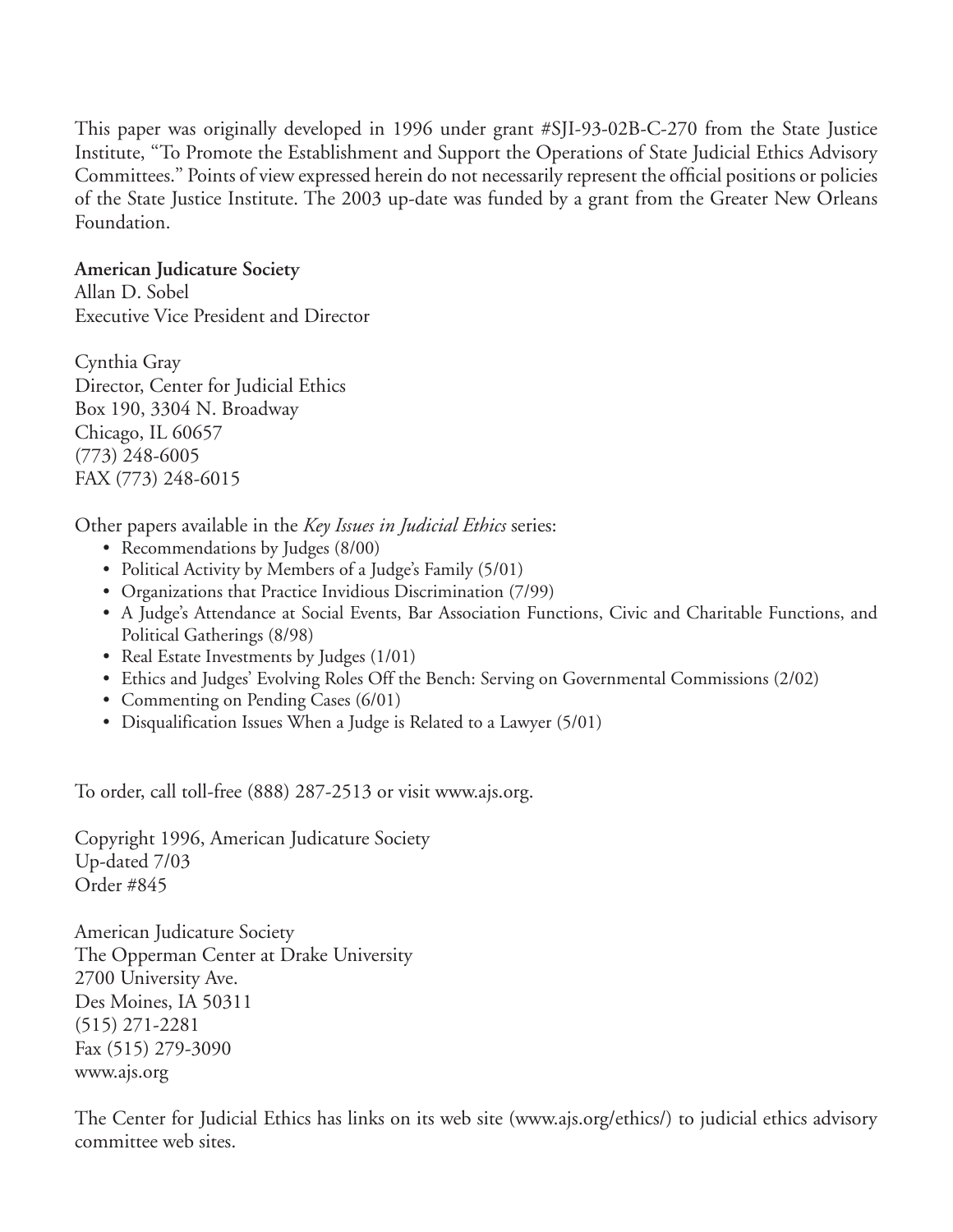This paper was originally developed in 1996 under grant #SJI-93-02B-C-270 from the State Justice Institute, "To Promote the Establishment and Support the Operations of State Judicial Ethics Advisory Committees." Points of view expressed herein do not necessarily represent the official positions or policies of the State Justice Institute. The 2003 up-date was funded by a grant from the Greater New Orleans Foundation.

**American Judicature Society**
Allan D. Sobel
Executive Vice President and Director

Cynthia Gray
Director, Center for Judicial Ethics
Box 190, 3304 N. Broadway
Chicago, IL 60657
(773) 248-6005
FAX (773) 248-6015

Other papers available in the *Key Issues in Judicial Ethics* series:

- Recommendations by Judges (8/00)
- Political Activity by Members of a Judge's Family (5/01)
- Organizations that Practice Invidious Discrimination (7/99)
- A Judge's Attendance at Social Events, Bar Association Functions, Civic and Charitable Functions, and Political Gatherings (8/98)
- Real Estate Investments by Judges (1/01)
- Ethics and Judges' Evolving Roles Off the Bench: Serving on Governmental Commissions (2/02)
- Commenting on Pending Cases (6/01)
- Disqualification Issues When a Judge is Related to a Lawyer (5/01)

To order, call toll-free (888) 287-2513 or visit www.ajs.org.

Copyright 1996, American Judicature Society
Up-dated 7/03
Order #845

American Judicature Society
The Opperman Center at Drake University
2700 University Ave.
Des Moines, IA 50311
(515) 271-2281
Fax (515) 279-3090
www.ajs.org

The Center for Judicial Ethics has links on its web site (www.ajs.org/ethics/) to judicial ethics advisory committee web sites.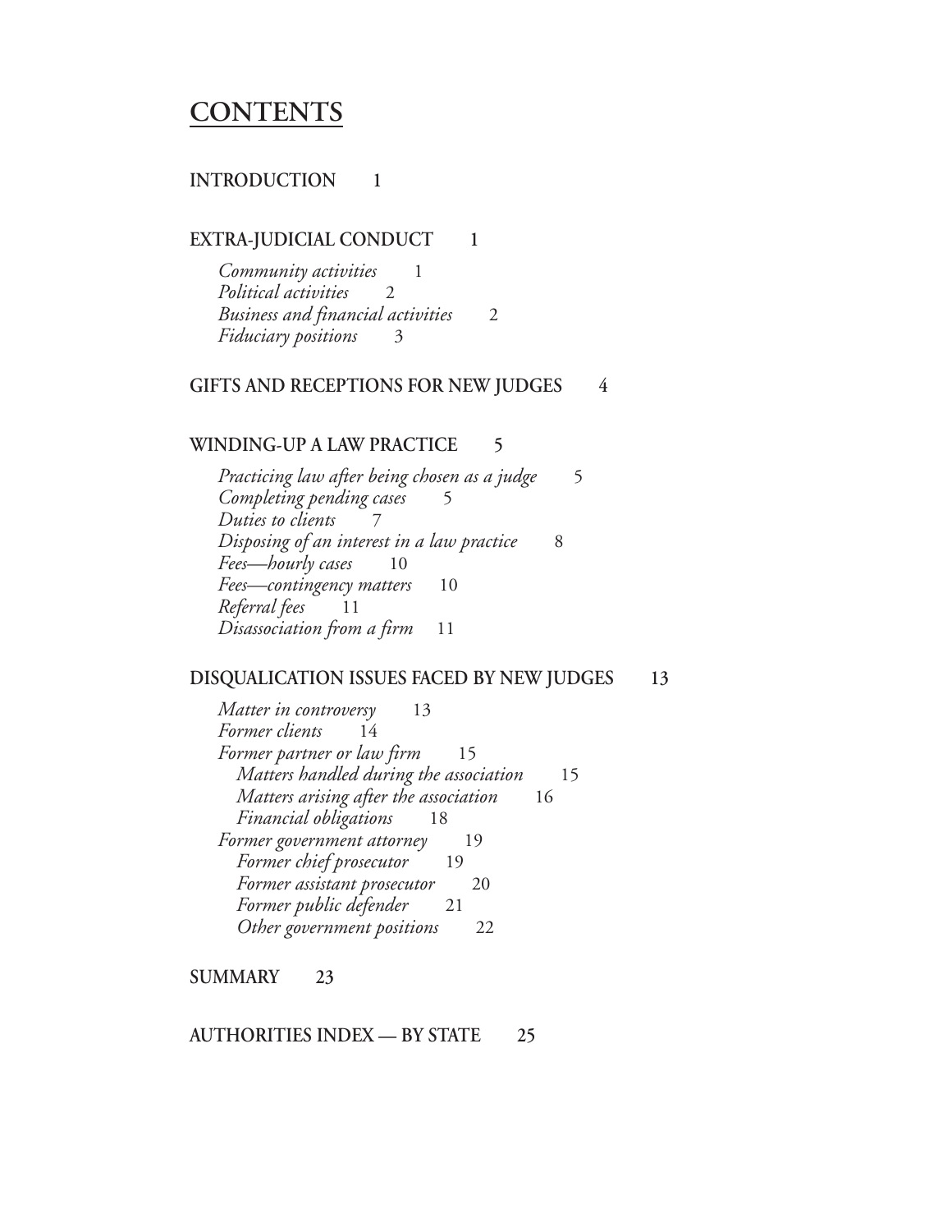# CONTENTS

**INTRODUCTION** 1

**EXTRA-JUDICIAL CONDUCT** 1

- *Community activities* 1
- *Political activities* 2
- *Business and financial activities* 2
- *Fiduciary positions* 3

**GIFTS AND RECEPTIONS FOR NEW JUDGES** 4

**WINDING-UP A LAW PRACTICE** 5

- *Practicing law after being chosen as a judge* 5
- *Completing pending cases* 5
- *Duties to clients* 7
- *Disposing of an interest in a law practice* 8
- *Fees—hourly cases* 10
- *Fees—contingency matters* 10
- *Referral fees* 11
- *Disassociation from a firm* 11

**DISQUALICATION ISSUES FACED BY NEW JUDGES** 13

- *Matter in controversy* 13
- *Former clients* 14
- *Former partner or law firm* 15
  - *Matters handled during the association* 15
  - *Matters arising after the association* 16
  - *Financial obligations* 18
- *Former government attorney* 19
  - *Former chief prosecutor* 19
  - *Former assistant prosecutor* 20
  - *Former public defender* 21
  - *Other government positions* 22

**SUMMARY** 23

**AUTHORITIES INDEX — BY STATE** 25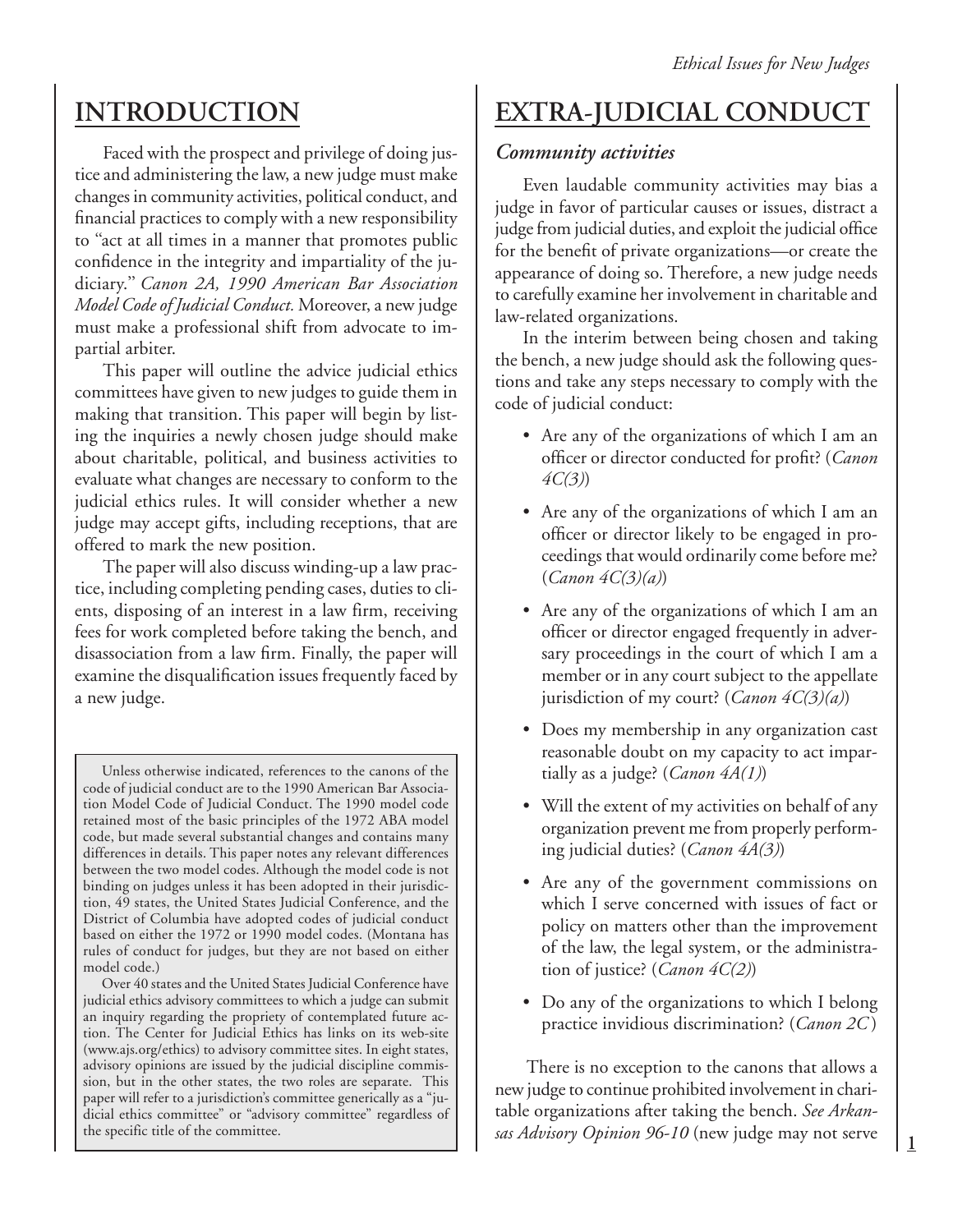## INTRODUCTION

Faced with the prospect and privilege of doing justice and administering the law, a new judge must make changes in community activities, political conduct, and financial practices to comply with a new responsibility to "act at all times in a manner that promotes public confidence in the integrity and impartiality of the judiciary." *Canon 2A, 1990 American Bar Association Model Code of Judicial Conduct.* Moreover, a new judge must make a professional shift from advocate to impartial arbiter.

This paper will outline the advice judicial ethics committees have given to new judges to guide them in making that transition. This paper will begin by listing the inquiries a newly chosen judge should make about charitable, political, and business activities to evaluate what changes are necessary to conform to the judicial ethics rules. It will consider whether a new judge may accept gifts, including receptions, that are offered to mark the new position.

The paper will also discuss winding-up a law practice, including completing pending cases, duties to clients, disposing of an interest in a law firm, receiving fees for work completed before taking the bench, and disassociation from a law firm. Finally, the paper will examine the disqualification issues frequently faced by a new judge.

> Unless otherwise indicated, references to the canons of the code of judicial conduct are to the 1990 American Bar Association Model Code of Judicial Conduct. The 1990 model code retained most of the basic principles of the 1972 ABA model code, but made several substantial changes and contains many differences in details. This paper notes any relevant differences between the two model codes. Although the model code is not binding on judges unless it has been adopted in their jurisdiction, 49 states, the United States Judicial Conference, and the District of Columbia have adopted codes of judicial conduct based on either the 1972 or 1990 model codes. (Montana has rules of conduct for judges, but they are not based on either model code.)
>
> Over 40 states and the United States Judicial Conference have judicial ethics advisory committees to which a judge can submit an inquiry regarding the propriety of contemplated future action. The Center for Judicial Ethics has links on its web-site (www.ajs.org/ethics) to advisory committee sites. In eight states, advisory opinions are issued by the judicial discipline commission, but in the other states, the two roles are separate. This paper will refer to a jurisdiction's committee generically as a "judicial ethics committee" or "advisory committee" regardless of the specific title of the committee.

## EXTRA-JUDICIAL CONDUCT

### *Community activities*

Even laudable community activities may bias a judge in favor of particular causes or issues, distract a judge from judicial duties, and exploit the judicial office for the benefit of private organizations—or create the appearance of doing so. Therefore, a new judge needs to carefully examine her involvement in charitable and law-related organizations.

In the interim between being chosen and taking the bench, a new judge should ask the following questions and take any steps necessary to comply with the code of judicial conduct:

- Are any of the organizations of which I am an officer or director conducted for profit? (*Canon 4C(3)*)
- Are any of the organizations of which I am an officer or director likely to be engaged in proceedings that would ordinarily come before me? (*Canon 4C(3)(a)*)
- Are any of the organizations of which I am an officer or director engaged frequently in adversary proceedings in the court of which I am a member or in any court subject to the appellate jurisdiction of my court? (*Canon 4C(3)(a)*)
- Does my membership in any organization cast reasonable doubt on my capacity to act impartially as a judge? (*Canon 4A(1)*)
- Will the extent of my activities on behalf of any organization prevent me from properly performing judicial duties? (*Canon 4A(3)*)
- Are any of the government commissions on which I serve concerned with issues of fact or policy on matters other than the improvement of the law, the legal system, or the administration of justice? (*Canon 4C(2)*)
- Do any of the organizations to which I belong practice invidious discrimination? (*Canon 2C*)

There is no exception to the canons that allows a new judge to continue prohibited involvement in charitable organizations after taking the bench. *See Arkansas Advisory Opinion 96-10* (new judge may not serve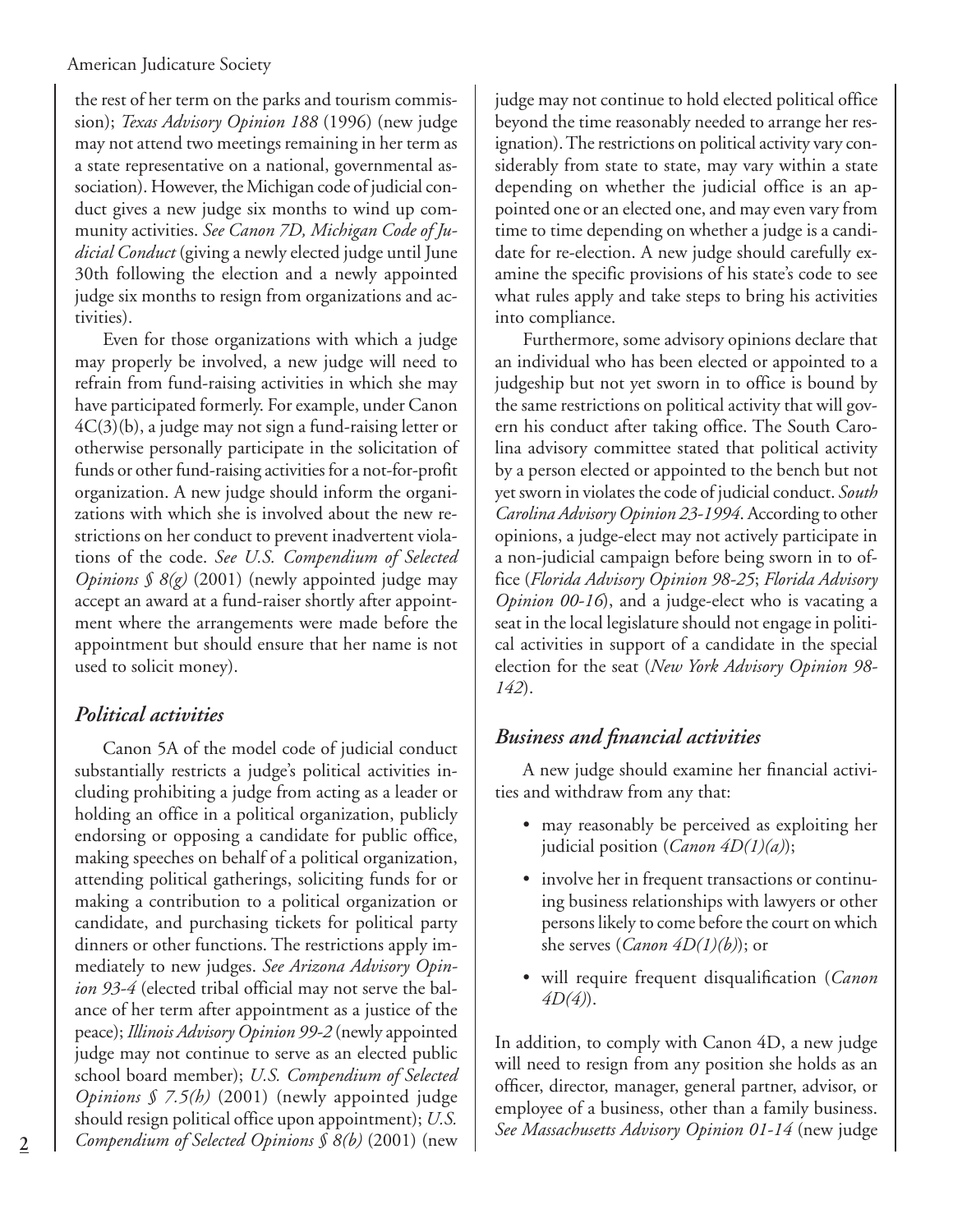the rest of her term on the parks and tourism commission); *Texas Advisory Opinion 188* (1996) (new judge may not attend two meetings remaining in her term as a state representative on a national, governmental association). However, the Michigan code of judicial conduct gives a new judge six months to wind up community activities. *See Canon 7D, Michigan Code of Judicial Conduct* (giving a newly elected judge until June 30th following the election and a newly appointed judge six months to resign from organizations and activities).

Even for those organizations with which a judge may properly be involved, a new judge will need to refrain from fund-raising activities in which she may have participated formerly. For example, under Canon 4C(3)(b), a judge may not sign a fund-raising letter or otherwise personally participate in the solicitation of funds or other fund-raising activities for a not-for-profit organization. A new judge should inform the organizations with which she is involved about the new restrictions on her conduct to prevent inadvertent violations of the code. *See U.S. Compendium of Selected Opinions § 8(g)* (2001) (newly appointed judge may accept an award at a fund-raiser shortly after appointment where the arrangements were made before the appointment but should ensure that her name is not used to solicit money).

## *Political activities*

Canon 5A of the model code of judicial conduct substantially restricts a judge's political activities including prohibiting a judge from acting as a leader or holding an office in a political organization, publicly endorsing or opposing a candidate for public office, making speeches on behalf of a political organization, attending political gatherings, soliciting funds for or making a contribution to a political organization or candidate, and purchasing tickets for political party dinners or other functions. The restrictions apply immediately to new judges. *See Arizona Advisory Opinion 93-4* (elected tribal official may not serve the balance of her term after appointment as a justice of the peace); *Illinois Advisory Opinion 99-2* (newly appointed judge may not continue to serve as an elected public school board member); *U.S. Compendium of Selected Opinions § 7.5(h)* (2001) (newly appointed judge should resign political office upon appointment); *U.S. Compendium of Selected Opinions § 8(b)* (2001) (new judge may not continue to hold elected political office beyond the time reasonably needed to arrange her resignation). The restrictions on political activity vary considerably from state to state, may vary within a state depending on whether the judicial office is an appointed one or an elected one, and may even vary from time to time depending on whether a judge is a candidate for re-election. A new judge should carefully examine the specific provisions of his state's code to see what rules apply and take steps to bring his activities into compliance.

Furthermore, some advisory opinions declare that an individual who has been elected or appointed to a judgeship but not yet sworn in to office is bound by the same restrictions on political activity that will govern his conduct after taking office. The South Carolina advisory committee stated that political activity by a person elected or appointed to the bench but not yet sworn in violates the code of judicial conduct. *South Carolina Advisory Opinion 23-1994*. According to other opinions, a judge-elect may not actively participate in a non-judicial campaign before being sworn in to office (*Florida Advisory Opinion 98-25*; *Florida Advisory Opinion 00-16*), and a judge-elect who is vacating a seat in the local legislature should not engage in political activities in support of a candidate in the special election for the seat (*New York Advisory Opinion 98-142*).

## *Business and financial activities*

A new judge should examine her financial activities and withdraw from any that:

- may reasonably be perceived as exploiting her judicial position (*Canon 4D(1)(a)*);
- involve her in frequent transactions or continuing business relationships with lawyers or other persons likely to come before the court on which she serves (*Canon 4D(1)(b)*); or
- will require frequent disqualification (*Canon 4D(4)*).

In addition, to comply with Canon 4D, a new judge will need to resign from any position she holds as an officer, director, manager, general partner, advisor, or employee of a business, other than a family business. *See Massachusetts Advisory Opinion 01-14* (new judge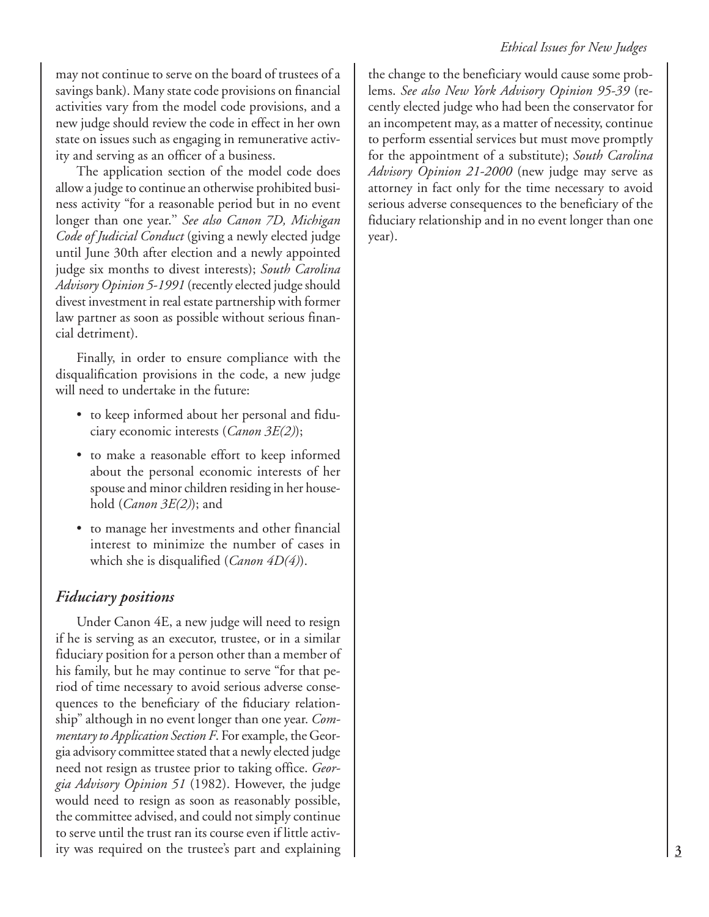may not continue to serve on the board of trustees of a savings bank). Many state code provisions on financial activities vary from the model code provisions, and a new judge should review the code in effect in her own state on issues such as engaging in remunerative activity and serving as an officer of a business.

The application section of the model code does allow a judge to continue an otherwise prohibited business activity "for a reasonable period but in no event longer than one year." *See also Canon 7D, Michigan Code of Judicial Conduct* (giving a newly elected judge until June 30th after election and a newly appointed judge six months to divest interests); *South Carolina Advisory Opinion 5-1991* (recently elected judge should divest investment in real estate partnership with former law partner as soon as possible without serious financial detriment).

Finally, in order to ensure compliance with the disqualification provisions in the code, a new judge will need to undertake in the future:

- to keep informed about her personal and fiduciary economic interests (*Canon 3E(2)*);
- to make a reasonable effort to keep informed about the personal economic interests of her spouse and minor children residing in her household (*Canon 3E(2)*); and
- to manage her investments and other financial interest to minimize the number of cases in which she is disqualified (*Canon 4D(4)*).

### *Fiduciary positions*

Under Canon 4E, a new judge will need to resign if he is serving as an executor, trustee, or in a similar fiduciary position for a person other than a member of his family, but he may continue to serve "for that period of time necessary to avoid serious adverse consequences to the beneficiary of the fiduciary relationship" although in no event longer than one year. *Commentary to Application Section F*. For example, the Georgia advisory committee stated that a newly elected judge need not resign as trustee prior to taking office. *Georgia Advisory Opinion 51* (1982). However, the judge would need to resign as soon as reasonably possible, the committee advised, and could not simply continue to serve until the trust ran its course even if little activity was required on the trustee's part and explaining the change to the beneficiary would cause some problems. *See also New York Advisory Opinion 95-39* (recently elected judge who had been the conservator for an incompetent may, as a matter of necessity, continue to perform essential services but must move promptly for the appointment of a substitute); *South Carolina Advisory Opinion 21-2000* (new judge may serve as attorney in fact only for the time necessary to avoid serious adverse consequences to the beneficiary of the fiduciary relationship and in no event longer than one year).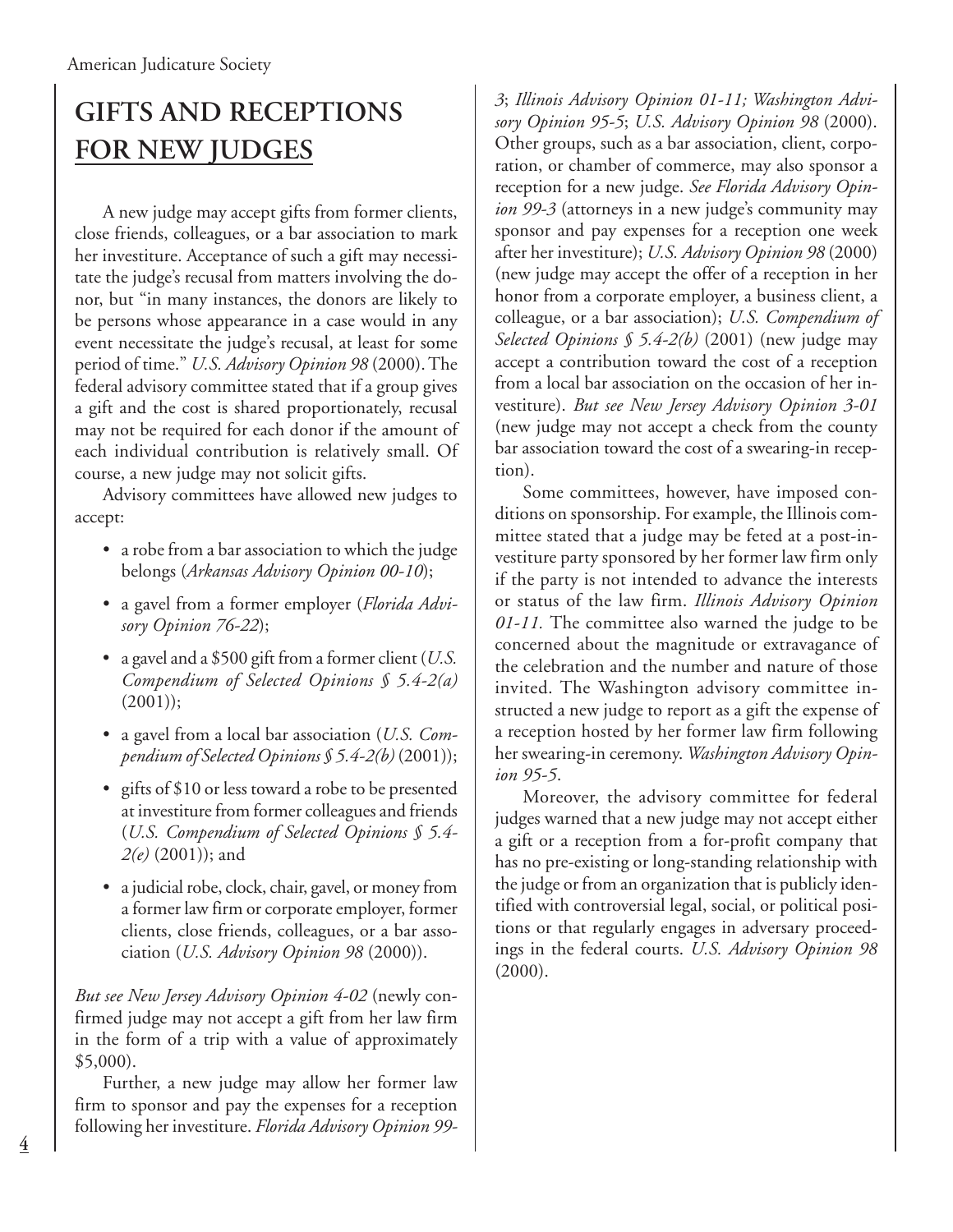## GIFTS AND RECEPTIONS FOR NEW JUDGES

A new judge may accept gifts from former clients, close friends, colleagues, or a bar association to mark her investiture. Acceptance of such a gift may necessitate the judge's recusal from matters involving the donor, but "in many instances, the donors are likely to be persons whose appearance in a case would in any event necessitate the judge's recusal, at least for some period of time." *U.S. Advisory Opinion 98* (2000). The federal advisory committee stated that if a group gives a gift and the cost is shared proportionately, recusal may not be required for each donor if the amount of each individual contribution is relatively small. Of course, a new judge may not solicit gifts.

Advisory committees have allowed new judges to accept:

- a robe from a bar association to which the judge belongs (*Arkansas Advisory Opinion 00-10*);
- a gavel from a former employer (*Florida Advisory Opinion 76-22*);
- a gavel and a $500 gift from a former client (*U.S. Compendium of Selected Opinions § 5.4-2(a)* (2001));
- a gavel from a local bar association (*U.S. Compendium of Selected Opinions § 5.4-2(b)* (2001));
- gifts of $10 or less toward a robe to be presented at investiture from former colleagues and friends (*U.S. Compendium of Selected Opinions § 5.4-2(e)* (2001)); and
- a judicial robe, clock, chair, gavel, or money from a former law firm or corporate employer, former clients, close friends, colleagues, or a bar association (*U.S. Advisory Opinion 98* (2000)).

*But see New Jersey Advisory Opinion 4-02* (newly confirmed judge may not accept a gift from her law firm in the form of a trip with a value of approximately $5,000).

Further, a new judge may allow her former law firm to sponsor and pay the expenses for a reception following her investiture. *Florida Advisory Opinion 99-3*; *Illinois Advisory Opinion 01-11; Washington Advisory Opinion 95-5*; *U.S. Advisory Opinion 98* (2000). Other groups, such as a bar association, client, corporation, or chamber of commerce, may also sponsor a reception for a new judge. *See Florida Advisory Opinion 99-3* (attorneys in a new judge's community may sponsor and pay expenses for a reception one week after her investiture); *U.S. Advisory Opinion 98* (2000) (new judge may accept the offer of a reception in her honor from a corporate employer, a business client, a colleague, or a bar association); *U.S. Compendium of Selected Opinions § 5.4-2(b)* (2001) (new judge may accept a contribution toward the cost of a reception from a local bar association on the occasion of her investiture). *But see New Jersey Advisory Opinion 3-01* (new judge may not accept a check from the county bar association toward the cost of a swearing-in reception).

Some committees, however, have imposed conditions on sponsorship. For example, the Illinois committee stated that a judge may be feted at a post-investiture party sponsored by her former law firm only if the party is not intended to advance the interests or status of the law firm. *Illinois Advisory Opinion 01-11.* The committee also warned the judge to be concerned about the magnitude or extravagance of the celebration and the number and nature of those invited. The Washington advisory committee instructed a new judge to report as a gift the expense of a reception hosted by her former law firm following her swearing-in ceremony. *Washington Advisory Opinion 95-5*.

Moreover, the advisory committee for federal judges warned that a new judge may not accept either a gift or a reception from a for-profit company that has no pre-existing or long-standing relationship with the judge or from an organization that is publicly identified with controversial legal, social, or political positions or that regularly engages in adversary proceedings in the federal courts. *U.S. Advisory Opinion 98* (2000).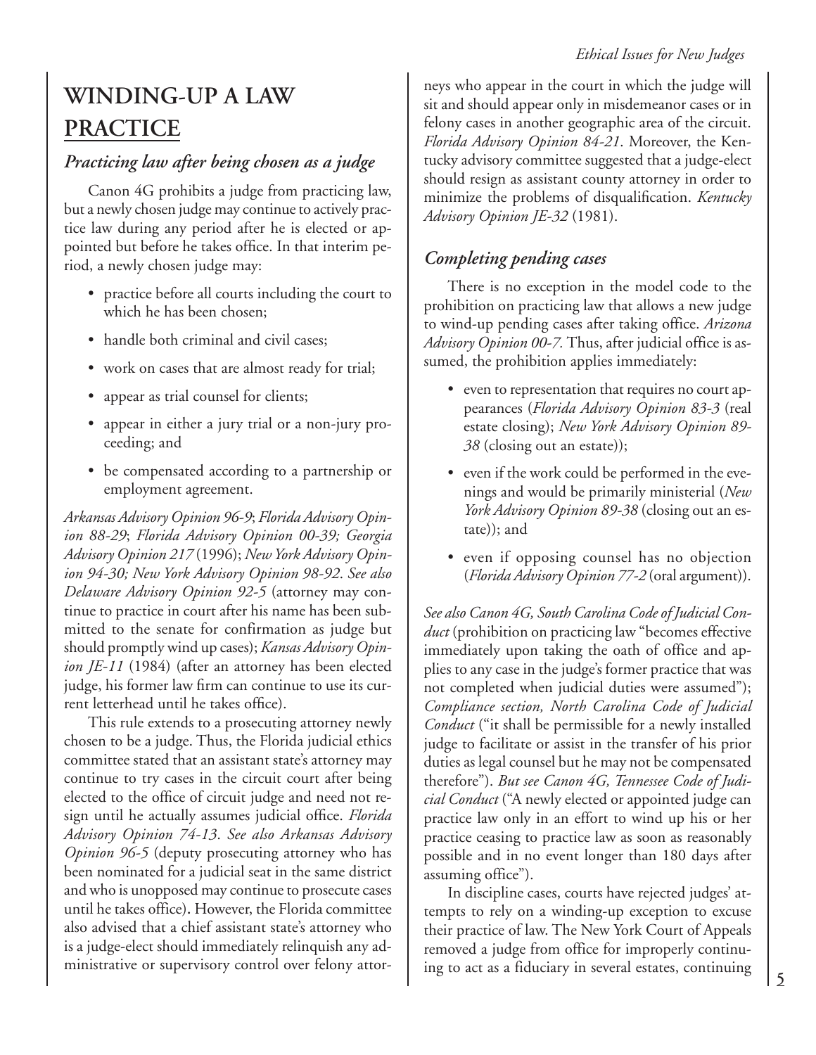# WINDING-UP A LAW PRACTICE

## *Practicing law after being chosen as a judge*

Canon 4G prohibits a judge from practicing law, but a newly chosen judge may continue to actively practice law during any period after he is elected or appointed but before he takes office. In that interim period, a newly chosen judge may:

- practice before all courts including the court to which he has been chosen;
- handle both criminal and civil cases;
- work on cases that are almost ready for trial;
- appear as trial counsel for clients;
- appear in either a jury trial or a non-jury proceeding; and
- be compensated according to a partnership or employment agreement.

*Arkansas Advisory Opinion 96-9*; *Florida Advisory Opinion 88-29*; *Florida Advisory Opinion 00-39; Georgia Advisory Opinion 217* (1996); *New York Advisory Opinion 94-30; New York Advisory Opinion 98-92. See also Delaware Advisory Opinion 92-5* (attorney may continue to practice in court after his name has been submitted to the senate for confirmation as judge but should promptly wind up cases); *Kansas Advisory Opinion JE-11* (1984) (after an attorney has been elected judge, his former law firm can continue to use its current letterhead until he takes office).

This rule extends to a prosecuting attorney newly chosen to be a judge. Thus, the Florida judicial ethics committee stated that an assistant state's attorney may continue to try cases in the circuit court after being elected to the office of circuit judge and need not resign until he actually assumes judicial office. *Florida Advisory Opinion 74-13. See also Arkansas Advisory Opinion 96-5* (deputy prosecuting attorney who has been nominated for a judicial seat in the same district and who is unopposed may continue to prosecute cases until he takes office). However, the Florida committee also advised that a chief assistant state's attorney who is a judge-elect should immediately relinquish any administrative or supervisory control over felony attorneys who appear in the court in which the judge will sit and should appear only in misdemeanor cases or in felony cases in another geographic area of the circuit. *Florida Advisory Opinion 84-21*. Moreover, the Kentucky advisory committee suggested that a judge-elect should resign as assistant county attorney in order to minimize the problems of disqualification. *Kentucky Advisory Opinion JE-32* (1981).

## *Completing pending cases*

There is no exception in the model code to the prohibition on practicing law that allows a new judge to wind-up pending cases after taking office. *Arizona Advisory Opinion 00-7.* Thus, after judicial office is assumed, the prohibition applies immediately:

- even to representation that requires no court appearances (*Florida Advisory Opinion 83-3* (real estate closing); *New York Advisory Opinion 89-38* (closing out an estate));
- even if the work could be performed in the evenings and would be primarily ministerial (*New York Advisory Opinion 89-38* (closing out an estate)); and
- even if opposing counsel has no objection (*Florida Advisory Opinion 77-2* (oral argument)).

*See also Canon 4G, South Carolina Code of Judicial Conduct* (prohibition on practicing law "becomes effective immediately upon taking the oath of office and applies to any case in the judge's former practice that was not completed when judicial duties were assumed"); *Compliance section, North Carolina Code of Judicial Conduct* ("it shall be permissible for a newly installed judge to facilitate or assist in the transfer of his prior duties as legal counsel but he may not be compensated therefore"). *But see Canon 4G, Tennessee Code of Judicial Conduct* ("A newly elected or appointed judge can practice law only in an effort to wind up his or her practice ceasing to practice law as soon as reasonably possible and in no event longer than 180 days after assuming office").

In discipline cases, courts have rejected judges' attempts to rely on a winding-up exception to excuse their practice of law. The New York Court of Appeals removed a judge from office for improperly continuing to act as a fiduciary in several estates, continuing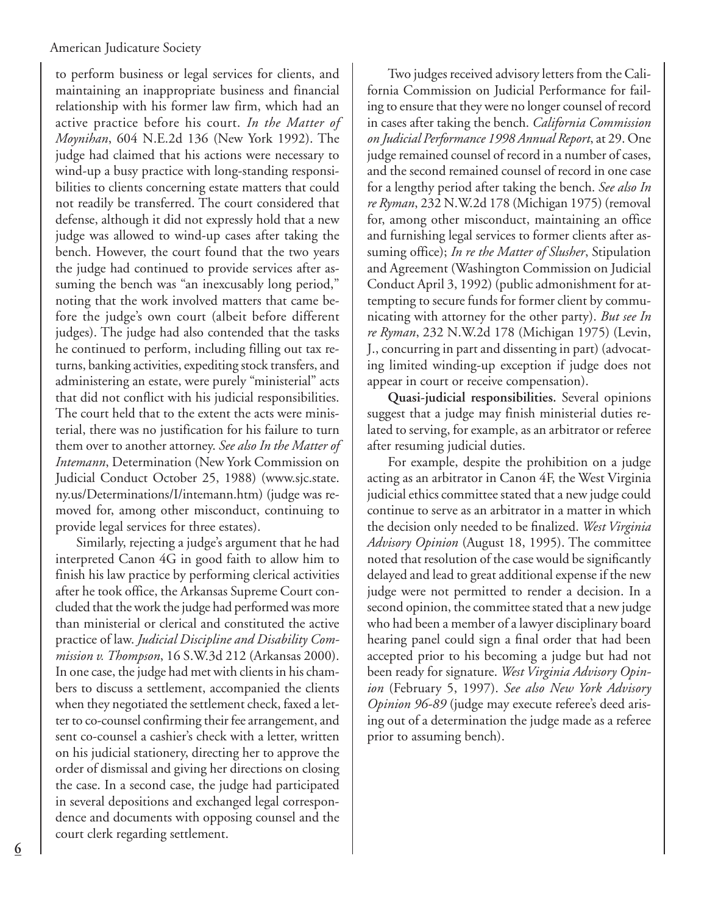to perform business or legal services for clients, and maintaining an inappropriate business and financial relationship with his former law firm, which had an active practice before his court. *In the Matter of Moynihan*, 604 N.E.2d 136 (New York 1992). The judge had claimed that his actions were necessary to wind-up a busy practice with long-standing responsibilities to clients concerning estate matters that could not readily be transferred. The court considered that defense, although it did not expressly hold that a new judge was allowed to wind-up cases after taking the bench. However, the court found that the two years the judge had continued to provide services after assuming the bench was "an inexcusably long period," noting that the work involved matters that came before the judge's own court (albeit before different judges). The judge had also contended that the tasks he continued to perform, including filling out tax returns, banking activities, expediting stock transfers, and administering an estate, were purely "ministerial" acts that did not conflict with his judicial responsibilities. The court held that to the extent the acts were ministerial, there was no justification for his failure to turn them over to another attorney. *See also In the Matter of Intemann*, Determination (New York Commission on Judicial Conduct October 25, 1988) (www.sjc.state.ny.us/Determinations/I/intemann.htm) (judge was removed for, among other misconduct, continuing to provide legal services for three estates).

Similarly, rejecting a judge's argument that he had interpreted Canon 4G in good faith to allow him to finish his law practice by performing clerical activities after he took office, the Arkansas Supreme Court concluded that the work the judge had performed was more than ministerial or clerical and constituted the active practice of law. *Judicial Discipline and Disability Commission v. Thompson*, 16 S.W.3d 212 (Arkansas 2000). In one case, the judge had met with clients in his chambers to discuss a settlement, accompanied the clients when they negotiated the settlement check, faxed a letter to co-counsel confirming their fee arrangement, and sent co-counsel a cashier's check with a letter, written on his judicial stationery, directing her to approve the order of dismissal and giving her directions on closing the case. In a second case, the judge had participated in several depositions and exchanged legal correspondence and documents with opposing counsel and the court clerk regarding settlement.

Two judges received advisory letters from the California Commission on Judicial Performance for failing to ensure that they were no longer counsel of record in cases after taking the bench. *California Commission on Judicial Performance 1998 Annual Report*, at 29. One judge remained counsel of record in a number of cases, and the second remained counsel of record in one case for a lengthy period after taking the bench. *See also In re Ryman*, 232 N.W.2d 178 (Michigan 1975) (removal for, among other misconduct, maintaining an office and furnishing legal services to former clients after assuming office); *In re the Matter of Slusher*, Stipulation and Agreement (Washington Commission on Judicial Conduct April 3, 1992) (public admonishment for attempting to secure funds for former client by communicating with attorney for the other party). *But see In re Ryman*, 232 N.W.2d 178 (Michigan 1975) (Levin, J., concurring in part and dissenting in part) (advocating limited winding-up exception if judge does not appear in court or receive compensation).

**Quasi-judicial responsibilities.** Several opinions suggest that a judge may finish ministerial duties related to serving, for example, as an arbitrator or referee after resuming judicial duties.

For example, despite the prohibition on a judge acting as an arbitrator in Canon 4F, the West Virginia judicial ethics committee stated that a new judge could continue to serve as an arbitrator in a matter in which the decision only needed to be finalized. *West Virginia Advisory Opinion* (August 18, 1995). The committee noted that resolution of the case would be significantly delayed and lead to great additional expense if the new judge were not permitted to render a decision. In a second opinion, the committee stated that a new judge who had been a member of a lawyer disciplinary board hearing panel could sign a final order that had been accepted prior to his becoming a judge but had not been ready for signature. *West Virginia Advisory Opinion* (February 5, 1997). *See also New York Advisory Opinion 96-89* (judge may execute referee's deed arising out of a determination the judge made as a referee prior to assuming bench).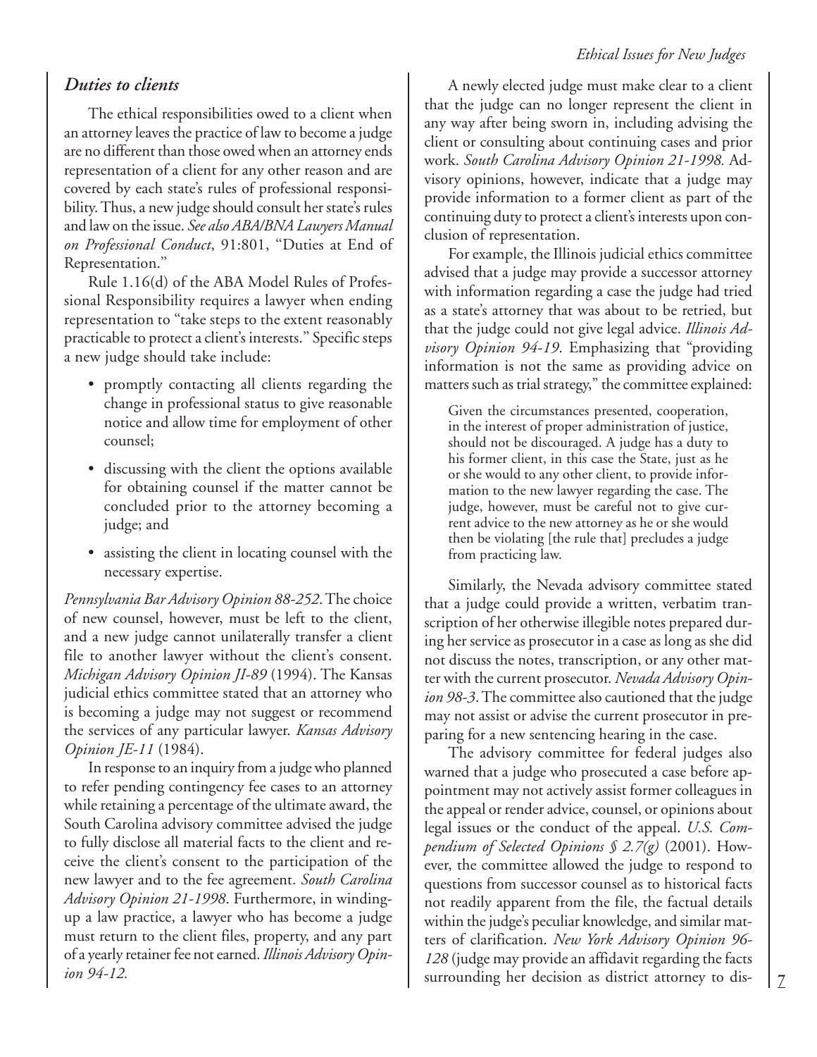### *Duties to clients*

The ethical responsibilities owed to a client when an attorney leaves the practice of law to become a judge are no different than those owed when an attorney ends representation of a client for any other reason and are covered by each state's rules of professional responsibility. Thus, a new judge should consult her state's rules and law on the issue. *See also ABA/BNA Lawyers Manual on Professional Conduct*, 91:801, "Duties at End of Representation."

Rule 1.16(d) of the ABA Model Rules of Professional Responsibility requires a lawyer when ending representation to "take steps to the extent reasonably practicable to protect a client's interests." Specific steps a new judge should take include:

- promptly contacting all clients regarding the change in professional status to give reasonable notice and allow time for employment of other counsel;
- discussing with the client the options available for obtaining counsel if the matter cannot be concluded prior to the attorney becoming a judge; and
- assisting the client in locating counsel with the necessary expertise.

*Pennsylvania Bar Advisory Opinion 88-252*. The choice of new counsel, however, must be left to the client, and a new judge cannot unilaterally transfer a client file to another lawyer without the client's consent. *Michigan Advisory Opinion JI-89* (1994). The Kansas judicial ethics committee stated that an attorney who is becoming a judge may not suggest or recommend the services of any particular lawyer. *Kansas Advisory Opinion JE-11* (1984).

In response to an inquiry from a judge who planned to refer pending contingency fee cases to an attorney while retaining a percentage of the ultimate award, the South Carolina advisory committee advised the judge to fully disclose all material facts to the client and receive the client's consent to the participation of the new lawyer and to the fee agreement. *South Carolina Advisory Opinion 21-1998*. Furthermore, in winding-up a law practice, a lawyer who has become a judge must return to the client files, property, and any part of a yearly retainer fee not earned. *Illinois Advisory Opinion 94-12.*

A newly elected judge must make clear to a client that the judge can no longer represent the client in any way after being sworn in, including advising the client or consulting about continuing cases and prior work. *South Carolina Advisory Opinion 21-1998.* Advisory opinions, however, indicate that a judge may provide information to a former client as part of the continuing duty to protect a client's interests upon conclusion of representation.

For example, the Illinois judicial ethics committee advised that a judge may provide a successor attorney with information regarding a case the judge had tried as a state's attorney that was about to be retried, but that the judge could not give legal advice. *Illinois Advisory Opinion 94-19*. Emphasizing that "providing information is not the same as providing advice on matters such as trial strategy," the committee explained:

> Given the circumstances presented, cooperation, in the interest of proper administration of justice, should not be discouraged. A judge has a duty to his former client, in this case the State, just as he or she would to any other client, to provide information to the new lawyer regarding the case. The judge, however, must be careful not to give current advice to the new attorney as he or she would then be violating [the rule that] precludes a judge from practicing law.

Similarly, the Nevada advisory committee stated that a judge could provide a written, verbatim transcription of her otherwise illegible notes prepared during her service as prosecutor in a case as long as she did not discuss the notes, transcription, or any other matter with the current prosecutor. *Nevada Advisory Opinion 98-3*. The committee also cautioned that the judge may not assist or advise the current prosecutor in preparing for a new sentencing hearing in the case.

The advisory committee for federal judges also warned that a judge who prosecuted a case before appointment may not actively assist former colleagues in the appeal or render advice, counsel, or opinions about legal issues or the conduct of the appeal. *U.S. Compendium of Selected Opinions § 2.7(g)* (2001). However, the committee allowed the judge to respond to questions from successor counsel as to historical facts not readily apparent from the file, the factual details within the judge's peculiar knowledge, and similar matters of clarification. *New York Advisory Opinion 96-128* (judge may provide an affidavit regarding the facts surrounding her decision as district attorney to dis-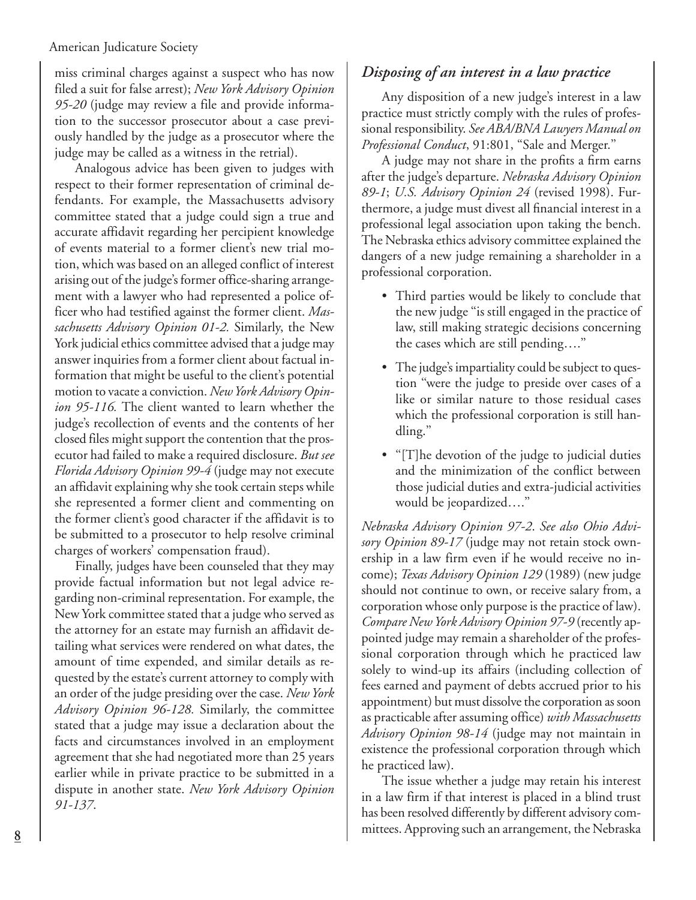miss criminal charges against a suspect who has now filed a suit for false arrest); *New York Advisory Opinion 95-20* (judge may review a file and provide information to the successor prosecutor about a case previously handled by the judge as a prosecutor where the judge may be called as a witness in the retrial).

Analogous advice has been given to judges with respect to their former representation of criminal defendants. For example, the Massachusetts advisory committee stated that a judge could sign a true and accurate affidavit regarding her percipient knowledge of events material to a former client's new trial motion, which was based on an alleged conflict of interest arising out of the judge's former office-sharing arrangement with a lawyer who had represented a police officer who had testified against the former client. *Massachusetts Advisory Opinion 01-2.* Similarly, the New York judicial ethics committee advised that a judge may answer inquiries from a former client about factual information that might be useful to the client's potential motion to vacate a conviction. *New York Advisory Opinion 95-116.* The client wanted to learn whether the judge's recollection of events and the contents of her closed files might support the contention that the prosecutor had failed to make a required disclosure. *But see Florida Advisory Opinion 99-4* (judge may not execute an affidavit explaining why she took certain steps while she represented a former client and commenting on the former client's good character if the affidavit is to be submitted to a prosecutor to help resolve criminal charges of workers' compensation fraud).

Finally, judges have been counseled that they may provide factual information but not legal advice regarding non-criminal representation. For example, the New York committee stated that a judge who served as the attorney for an estate may furnish an affidavit detailing what services were rendered on what dates, the amount of time expended, and similar details as requested by the estate's current attorney to comply with an order of the judge presiding over the case. *New York Advisory Opinion 96-128.* Similarly, the committee stated that a judge may issue a declaration about the facts and circumstances involved in an employment agreement that she had negotiated more than 25 years earlier while in private practice to be submitted in a dispute in another state. *New York Advisory Opinion 91-137*.

## *Disposing of an interest in a law practice*

Any disposition of a new judge's interest in a law practice must strictly comply with the rules of professional responsibility. *See ABA/BNA Lawyers Manual on Professional Conduct*, 91:801, "Sale and Merger."

A judge may not share in the profits a firm earns after the judge's departure. *Nebraska Advisory Opinion 89-1*; *U.S. Advisory Opinion 24* (revised 1998). Furthermore, a judge must divest all financial interest in a professional legal association upon taking the bench. The Nebraska ethics advisory committee explained the dangers of a new judge remaining a shareholder in a professional corporation.

- Third parties would be likely to conclude that the new judge "is still engaged in the practice of law, still making strategic decisions concerning the cases which are still pending…."
- The judge's impartiality could be subject to question "were the judge to preside over cases of a like or similar nature to those residual cases which the professional corporation is still handling."
- "[T]he devotion of the judge to judicial duties and the minimization of the conflict between those judicial duties and extra-judicial activities would be jeopardized…."

*Nebraska Advisory Opinion 97-2*. *See also Ohio Advisory Opinion 89-17* (judge may not retain stock ownership in a law firm even if he would receive no income); *Texas Advisory Opinion 129* (1989) (new judge should not continue to own, or receive salary from, a corporation whose only purpose is the practice of law). *Compare New York Advisory Opinion 97-9* (recently appointed judge may remain a shareholder of the professional corporation through which he practiced law solely to wind-up its affairs (including collection of fees earned and payment of debts accrued prior to his appointment) but must dissolve the corporation as soon as practicable after assuming office) *with Massachusetts Advisory Opinion 98-14* (judge may not maintain in existence the professional corporation through which he practiced law).

The issue whether a judge may retain his interest in a law firm if that interest is placed in a blind trust has been resolved differently by different advisory committees. Approving such an arrangement, the Nebraska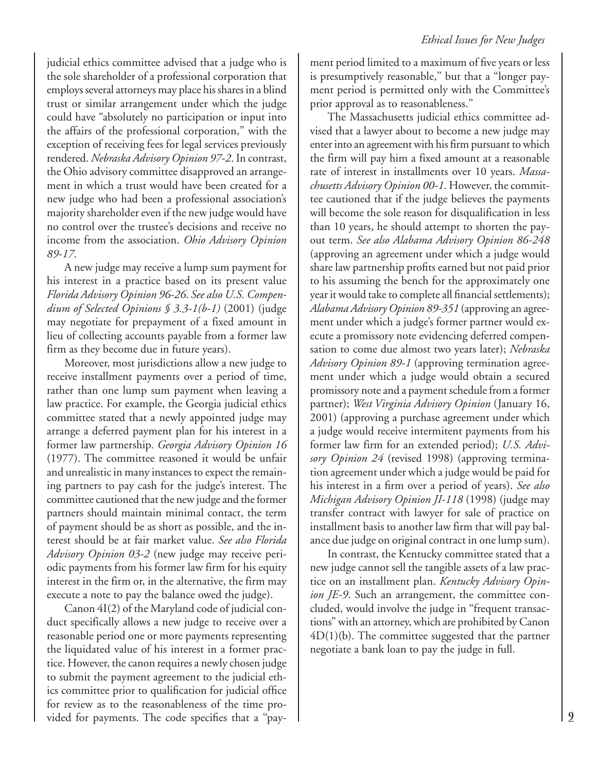judicial ethics committee advised that a judge who is the sole shareholder of a professional corporation that employs several attorneys may place his shares in a blind trust or similar arrangement under which the judge could have "absolutely no participation or input into the affairs of the professional corporation," with the exception of receiving fees for legal services previously rendered. *Nebraska Advisory Opinion 97-2*. In contrast, the Ohio advisory committee disapproved an arrangement in which a trust would have been created for a new judge who had been a professional association's majority shareholder even if the new judge would have no control over the trustee's decisions and receive no income from the association. *Ohio Advisory Opinion 89-17*.

A new judge may receive a lump sum payment for his interest in a practice based on its present value *Florida Advisory Opinion 96-26*. *See also U.S. Compendium of Selected Opinions § 3.3-1(b-1)* (2001) (judge may negotiate for prepayment of a fixed amount in lieu of collecting accounts payable from a former law firm as they become due in future years).

Moreover, most jurisdictions allow a new judge to receive installment payments over a period of time, rather than one lump sum payment when leaving a law practice. For example, the Georgia judicial ethics committee stated that a newly appointed judge may arrange a deferred payment plan for his interest in a former law partnership. *Georgia Advisory Opinion 16* (1977). The committee reasoned it would be unfair and unrealistic in many instances to expect the remaining partners to pay cash for the judge's interest. The committee cautioned that the new judge and the former partners should maintain minimal contact, the term of payment should be as short as possible, and the interest should be at fair market value. *See also Florida Advisory Opinion 03-2* (new judge may receive periodic payments from his former law firm for his equity interest in the firm or, in the alternative, the firm may execute a note to pay the balance owed the judge).

Canon 4I(2) of the Maryland code of judicial conduct specifically allows a new judge to receive over a reasonable period one or more payments representing the liquidated value of his interest in a former practice. However, the canon requires a newly chosen judge to submit the payment agreement to the judicial ethics committee prior to qualification for judicial office for review as to the reasonableness of the time provided for payments. The code specifies that a "payment period limited to a maximum of five years or less is presumptively reasonable," but that a "longer payment period is permitted only with the Committee's prior approval as to reasonableness."

The Massachusetts judicial ethics committee advised that a lawyer about to become a new judge may enter into an agreement with his firm pursuant to which the firm will pay him a fixed amount at a reasonable rate of interest in installments over 10 years. *Massachusetts Advisory Opinion 00-1*. However, the committee cautioned that if the judge believes the payments will become the sole reason for disqualification in less than 10 years, he should attempt to shorten the payout term. *See also Alabama Advisory Opinion 86-248* (approving an agreement under which a judge would share law partnership profits earned but not paid prior to his assuming the bench for the approximately one year it would take to complete all financial settlements); *Alabama Advisory Opinion 89-351* (approving an agreement under which a judge's former partner would execute a promissory note evidencing deferred compensation to come due almost two years later); *Nebraska Advisory Opinion 89-1* (approving termination agreement under which a judge would obtain a secured promissory note and a payment schedule from a former partner); *West Virginia Advisory Opinion* (January 16, 2001) (approving a purchase agreement under which a judge would receive intermitent payments from his former law firm for an extended period); *U.S. Advisory Opinion 24* (revised 1998) (approving termination agreement under which a judge would be paid for his interest in a firm over a period of years). *See also Michigan Advisory Opinion JI-118* (1998) (judge may transfer contract with lawyer for sale of practice on installment basis to another law firm that will pay balance due judge on original contract in one lump sum).

In contrast, the Kentucky committee stated that a new judge cannot sell the tangible assets of a law practice on an installment plan. *Kentucky Advisory Opinion JE-9*. Such an arrangement, the committee concluded, would involve the judge in "frequent transactions" with an attorney, which are prohibited by Canon 4D(1)(b). The committee suggested that the partner negotiate a bank loan to pay the judge in full.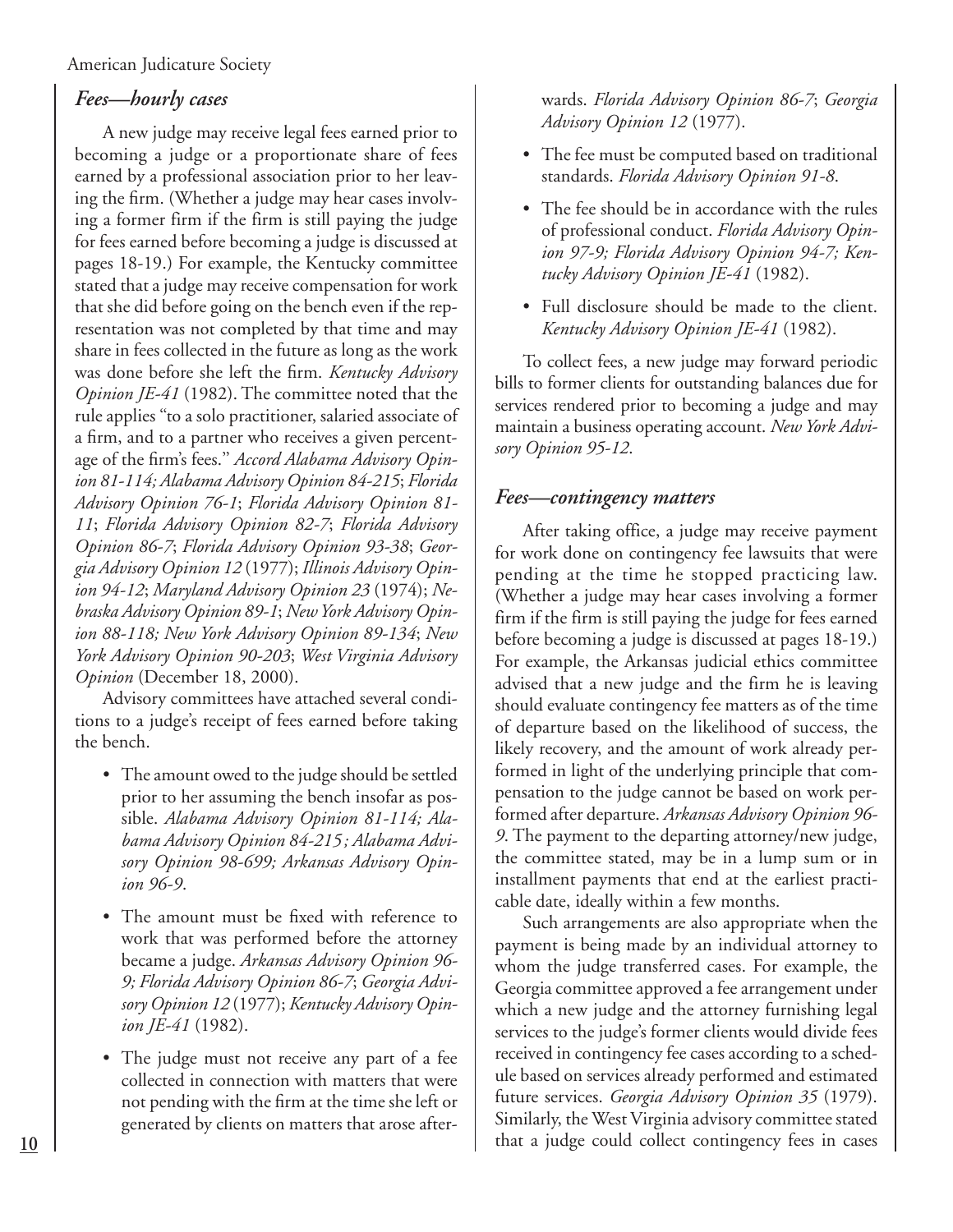### *Fees—hourly cases*

A new judge may receive legal fees earned prior to becoming a judge or a proportionate share of fees earned by a professional association prior to her leaving the firm. (Whether a judge may hear cases involving a former firm if the firm is still paying the judge for fees earned before becoming a judge is discussed at pages 18-19.) For example, the Kentucky committee stated that a judge may receive compensation for work that she did before going on the bench even if the representation was not completed by that time and may share in fees collected in the future as long as the work was done before she left the firm. *Kentucky Advisory Opinion JE-41* (1982). The committee noted that the rule applies "to a solo practitioner, salaried associate of a firm, and to a partner who receives a given percentage of the firm's fees." *Accord Alabama Advisory Opinion 81-114; Alabama Advisory Opinion 84-215*; *Florida Advisory Opinion 76-1*; *Florida Advisory Opinion 81-11*; *Florida Advisory Opinion 82-7*; *Florida Advisory Opinion 86-7*; *Florida Advisory Opinion 93-38*; *Georgia Advisory Opinion 12* (1977); *Illinois Advisory Opinion 94-12*; *Maryland Advisory Opinion 23* (1974); *Nebraska Advisory Opinion 89-1*; *New York Advisory Opinion 88-118; New York Advisory Opinion 89-134*; *New York Advisory Opinion 90-203*; *West Virginia Advisory Opinion* (December 18, 2000).

Advisory committees have attached several conditions to a judge's receipt of fees earned before taking the bench.

- The amount owed to the judge should be settled prior to her assuming the bench insofar as possible. *Alabama Advisory Opinion 81-114; Alabama Advisory Opinion 84-215 ; Alabama Advisory Opinion 98-699; Arkansas Advisory Opinion 96-9*.
- The amount must be fixed with reference to work that was performed before the attorney became a judge. *Arkansas Advisory Opinion 96-9; Florida Advisory Opinion 86-7*; *Georgia Advisory Opinion 12* (1977); *Kentucky Advisory Opinion JE-41* (1982).
- The judge must not receive any part of a fee collected in connection with matters that were not pending with the firm at the time she left or generated by clients on matters that arose afterwards. *Florida Advisory Opinion 86-7*; *Georgia Advisory Opinion 12* (1977).
- The fee must be computed based on traditional standards. *Florida Advisory Opinion 91-8*.
- The fee should be in accordance with the rules of professional conduct. *Florida Advisory Opinion 97-9; Florida Advisory Opinion 94-7; Kentucky Advisory Opinion JE-41* (1982).
- Full disclosure should be made to the client. *Kentucky Advisory Opinion JE-41* (1982).

To collect fees, a new judge may forward periodic bills to former clients for outstanding balances due for services rendered prior to becoming a judge and may maintain a business operating account. *New York Advisory Opinion 95-12*.

### *Fees—contingency matters*

After taking office, a judge may receive payment for work done on contingency fee lawsuits that were pending at the time he stopped practicing law. (Whether a judge may hear cases involving a former firm if the firm is still paying the judge for fees earned before becoming a judge is discussed at pages 18-19.) For example, the Arkansas judicial ethics committee advised that a new judge and the firm he is leaving should evaluate contingency fee matters as of the time of departure based on the likelihood of success, the likely recovery, and the amount of work already performed in light of the underlying principle that compensation to the judge cannot be based on work performed after departure. *Arkansas Advisory Opinion 96-9*. The payment to the departing attorney/new judge, the committee stated, may be in a lump sum or in installment payments that end at the earliest practicable date, ideally within a few months.

Such arrangements are also appropriate when the payment is being made by an individual attorney to whom the judge transferred cases. For example, the Georgia committee approved a fee arrangement under which a new judge and the attorney furnishing legal services to the judge's former clients would divide fees received in contingency fee cases according to a schedule based on services already performed and estimated future services. *Georgia Advisory Opinion 35* (1979). Similarly, the West Virginia advisory committee stated that a judge could collect contingency fees in cases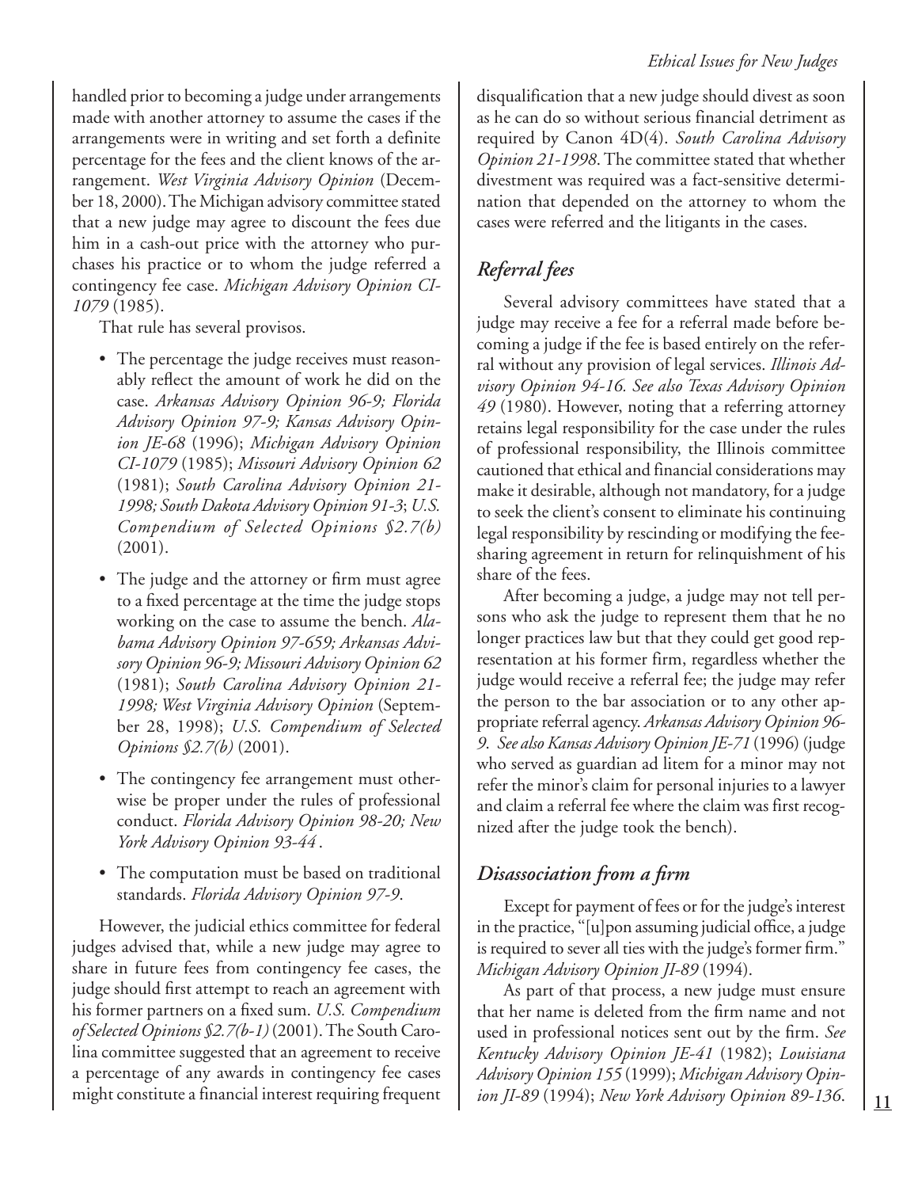handled prior to becoming a judge under arrangements made with another attorney to assume the cases if the arrangements were in writing and set forth a definite percentage for the fees and the client knows of the arrangement. *West Virginia Advisory Opinion* (December 18, 2000). The Michigan advisory committee stated that a new judge may agree to discount the fees due him in a cash-out price with the attorney who purchases his practice or to whom the judge referred a contingency fee case. *Michigan Advisory Opinion CI-1079* (1985).

That rule has several provisos.

- The percentage the judge receives must reasonably reflect the amount of work he did on the case. *Arkansas Advisory Opinion 96-9; Florida Advisory Opinion 97-9; Kansas Advisory Opinion JE-68* (1996); *Michigan Advisory Opinion CI-1079* (1985); *Missouri Advisory Opinion 62* (1981); *South Carolina Advisory Opinion 21-1998; South Dakota Advisory Opinion 91-3*; *U.S. Compendium of Selected Opinions §2.7(b)* (2001).
- The judge and the attorney or firm must agree to a fixed percentage at the time the judge stops working on the case to assume the bench. *Alabama Advisory Opinion 97-659; Arkansas Advisory Opinion 96-9; Missouri Advisory Opinion 62* (1981); *South Carolina Advisory Opinion 21-1998; West Virginia Advisory Opinion* (September 28, 1998); *U.S. Compendium of Selected Opinions §2.7(b)* (2001).
- The contingency fee arrangement must otherwise be proper under the rules of professional conduct. *Florida Advisory Opinion 98-20; New York Advisory Opinion 93-44* .
- The computation must be based on traditional standards. *Florida Advisory Opinion 97-9*.

However, the judicial ethics committee for federal judges advised that, while a new judge may agree to share in future fees from contingency fee cases, the judge should first attempt to reach an agreement with his former partners on a fixed sum. *U.S. Compendium of Selected Opinions §2.7(b-1)* (2001). The South Carolina committee suggested that an agreement to receive a percentage of any awards in contingency fee cases might constitute a financial interest requiring frequent disqualification that a new judge should divest as soon as he can do so without serious financial detriment as required by Canon 4D(4). *South Carolina Advisory Opinion 21-1998*. The committee stated that whether divestment was required was a fact-sensitive determination that depended on the attorney to whom the cases were referred and the litigants in the cases.

## *Referral fees*

Several advisory committees have stated that a judge may receive a fee for a referral made before becoming a judge if the fee is based entirely on the referral without any provision of legal services. *Illinois Advisory Opinion 94-16. See also Texas Advisory Opinion 49* (1980). However, noting that a referring attorney retains legal responsibility for the case under the rules of professional responsibility, the Illinois committee cautioned that ethical and financial considerations may make it desirable, although not mandatory, for a judge to seek the client's consent to eliminate his continuing legal responsibility by rescinding or modifying the fee-sharing agreement in return for relinquishment of his share of the fees.

After becoming a judge, a judge may not tell persons who ask the judge to represent them that he no longer practices law but that they could get good representation at his former firm, regardless whether the judge would receive a referral fee; the judge may refer the person to the bar association or to any other appropriate referral agency. *Arkansas Advisory Opinion 96-9. See also Kansas Advisory Opinion JE-71* (1996) (judge who served as guardian ad litem for a minor may not refer the minor's claim for personal injuries to a lawyer and claim a referral fee where the claim was first recognized after the judge took the bench).

## *Disassociation from a firm*

Except for payment of fees or for the judge's interest in the practice, "[u]pon assuming judicial office, a judge is required to sever all ties with the judge's former firm." *Michigan Advisory Opinion JI-89* (1994).

As part of that process, a new judge must ensure that her name is deleted from the firm name and not used in professional notices sent out by the firm. *See Kentucky Advisory Opinion JE-41* (1982); *Louisiana Advisory Opinion 155* (1999); *Michigan Advisory Opinion JI-89* (1994); *New York Advisory Opinion 89-136*.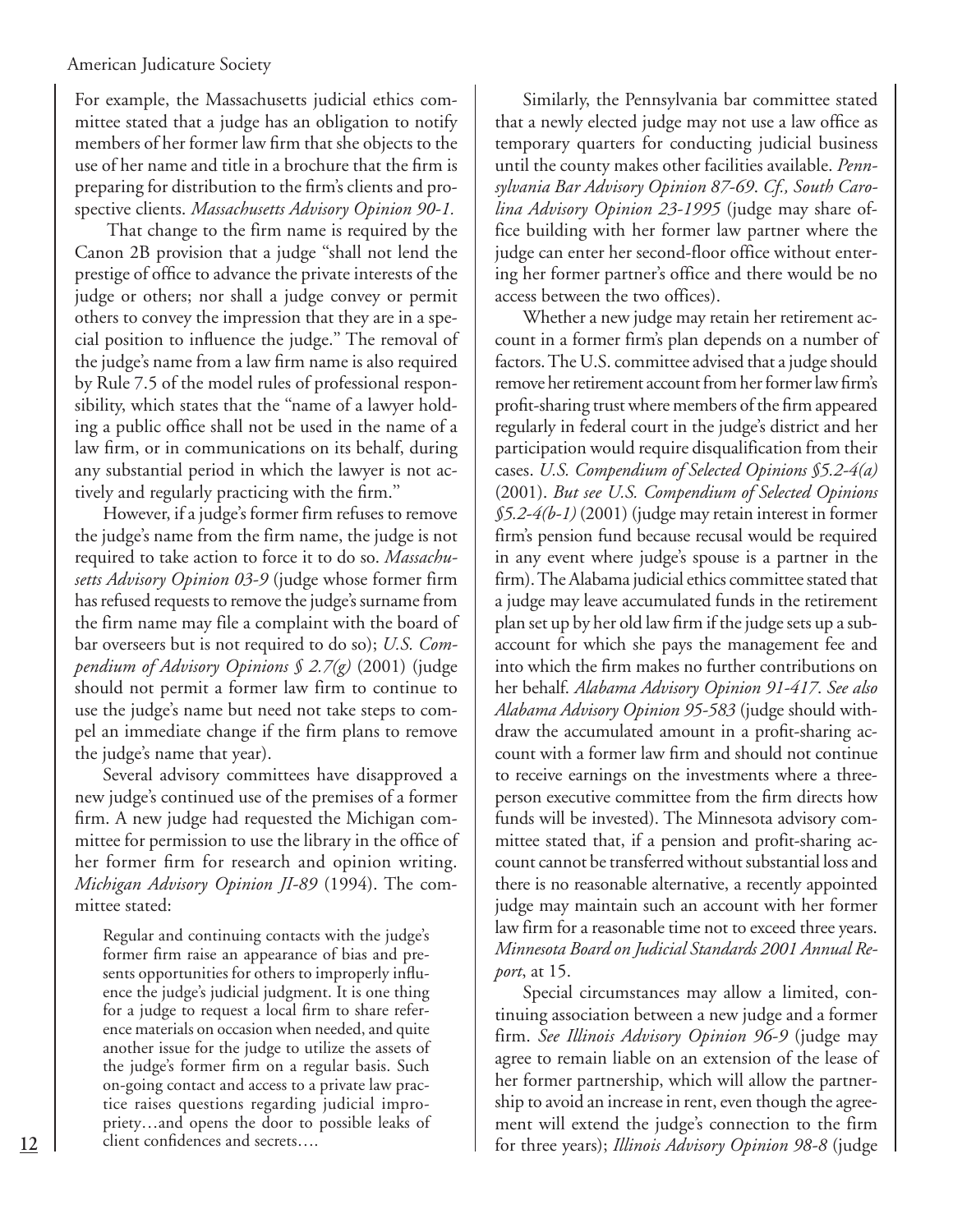For example, the Massachusetts judicial ethics committee stated that a judge has an obligation to notify members of her former law firm that she objects to the use of her name and title in a brochure that the firm is preparing for distribution to the firm's clients and prospective clients. *Massachusetts Advisory Opinion 90-1.*

That change to the firm name is required by the Canon 2B provision that a judge "shall not lend the prestige of office to advance the private interests of the judge or others; nor shall a judge convey or permit others to convey the impression that they are in a special position to influence the judge." The removal of the judge's name from a law firm name is also required by Rule 7.5 of the model rules of professional responsibility, which states that the "name of a lawyer holding a public office shall not be used in the name of a law firm, or in communications on its behalf, during any substantial period in which the lawyer is not actively and regularly practicing with the firm."

However, if a judge's former firm refuses to remove the judge's name from the firm name, the judge is not required to take action to force it to do so. *Massachusetts Advisory Opinion 03-9* (judge whose former firm has refused requests to remove the judge's surname from the firm name may file a complaint with the board of bar overseers but is not required to do so); *U.S. Compendium of Advisory Opinions § 2.7(g)* (2001) (judge should not permit a former law firm to continue to use the judge's name but need not take steps to compel an immediate change if the firm plans to remove the judge's name that year).

Several advisory committees have disapproved a new judge's continued use of the premises of a former firm. A new judge had requested the Michigan committee for permission to use the library in the office of her former firm for research and opinion writing. *Michigan Advisory Opinion JI-89* (1994). The committee stated:

> Regular and continuing contacts with the judge's former firm raise an appearance of bias and presents opportunities for others to improperly influence the judge's judicial judgment. It is one thing for a judge to request a local firm to share reference materials on occasion when needed, and quite another issue for the judge to utilize the assets of the judge's former firm on a regular basis. Such on-going contact and access to a private law practice raises questions regarding judicial impropriety…and opens the door to possible leaks of client confidences and secrets….

Similarly, the Pennsylvania bar committee stated that a newly elected judge may not use a law office as temporary quarters for conducting judicial business until the county makes other facilities available. *Pennsylvania Bar Advisory Opinion 87-69. Cf., South Carolina Advisory Opinion 23-1995* (judge may share office building with her former law partner where the judge can enter her second-floor office without entering her former partner's office and there would be no access between the two offices).

Whether a new judge may retain her retirement account in a former firm's plan depends on a number of factors. The U.S. committee advised that a judge should remove her retirement account from her former law firm's profit-sharing trust where members of the firm appeared regularly in federal court in the judge's district and her participation would require disqualification from their cases. *U.S. Compendium of Selected Opinions §5.2-4(a)* (2001). *But see U.S. Compendium of Selected Opinions §5.2-4(b-1)* (2001) (judge may retain interest in former firm's pension fund because recusal would be required in any event where judge's spouse is a partner in the firm). The Alabama judicial ethics committee stated that a judge may leave accumulated funds in the retirement plan set up by her old law firm if the judge sets up a subaccount for which she pays the management fee and into which the firm makes no further contributions on her behalf. *Alabama Advisory Opinion 91-417. See also Alabama Advisory Opinion 95-583* (judge should withdraw the accumulated amount in a profit-sharing account with a former law firm and should not continue to receive earnings on the investments where a three-person executive committee from the firm directs how funds will be invested). The Minnesota advisory committee stated that, if a pension and profit-sharing account cannot be transferred without substantial loss and there is no reasonable alternative, a recently appointed judge may maintain such an account with her former law firm for a reasonable time not to exceed three years. *Minnesota Board on Judicial Standards 2001 Annual Report*, at 15.

Special circumstances may allow a limited, continuing association between a new judge and a former firm. *See Illinois Advisory Opinion 96-9* (judge may agree to remain liable on an extension of the lease of her former partnership, which will allow the partnership to avoid an increase in rent, even though the agreement will extend the judge's connection to the firm for three years); *Illinois Advisory Opinion 98-8* (judge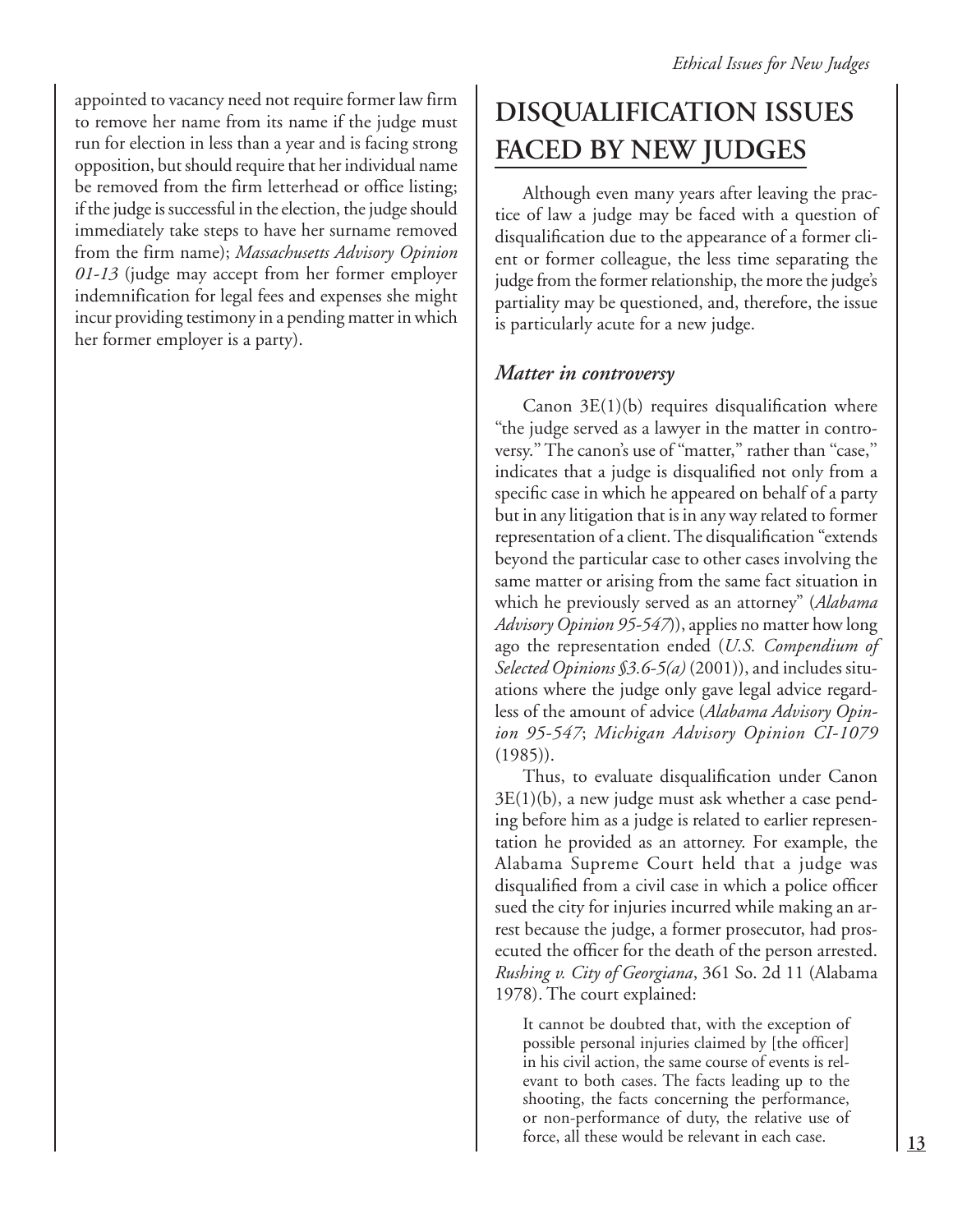appointed to vacancy need not require former law firm to remove her name from its name if the judge must run for election in less than a year and is facing strong opposition, but should require that her individual name be removed from the firm letterhead or office listing; if the judge is successful in the election, the judge should immediately take steps to have her surname removed from the firm name); *Massachusetts Advisory Opinion 01-13* (judge may accept from her former employer indemnification for legal fees and expenses she might incur providing testimony in a pending matter in which her former employer is a party).

## DISQUALIFICATION ISSUES FACED BY NEW JUDGES

Although even many years after leaving the practice of law a judge may be faced with a question of disqualification due to the appearance of a former client or former colleague, the less time separating the judge from the former relationship, the more the judge's partiality may be questioned, and, therefore, the issue is particularly acute for a new judge.

### *Matter in controversy*

Canon 3E(1)(b) requires disqualification where "the judge served as a lawyer in the matter in controversy." The canon's use of "matter," rather than "case," indicates that a judge is disqualified not only from a specific case in which he appeared on behalf of a party but in any litigation that is in any way related to former representation of a client. The disqualification "extends beyond the particular case to other cases involving the same matter or arising from the same fact situation in which he previously served as an attorney" (*Alabama Advisory Opinion 95-547*)), applies no matter how long ago the representation ended (*U.S. Compendium of Selected Opinions §3.6-5(a)* (2001)), and includes situations where the judge only gave legal advice regardless of the amount of advice (*Alabama Advisory Opinion 95-547*; *Michigan Advisory Opinion CI-1079* (1985)).

Thus, to evaluate disqualification under Canon 3E(1)(b), a new judge must ask whether a case pending before him as a judge is related to earlier representation he provided as an attorney. For example, the Alabama Supreme Court held that a judge was disqualified from a civil case in which a police officer sued the city for injuries incurred while making an arrest because the judge, a former prosecutor, had prosecuted the officer for the death of the person arrested. *Rushing v. City of Georgiana*, 361 So. 2d 11 (Alabama 1978). The court explained:

> It cannot be doubted that, with the exception of possible personal injuries claimed by [the officer] in his civil action, the same course of events is relevant to both cases. The facts leading up to the shooting, the facts concerning the performance, or non-performance of duty, the relative use of force, all these would be relevant in each case.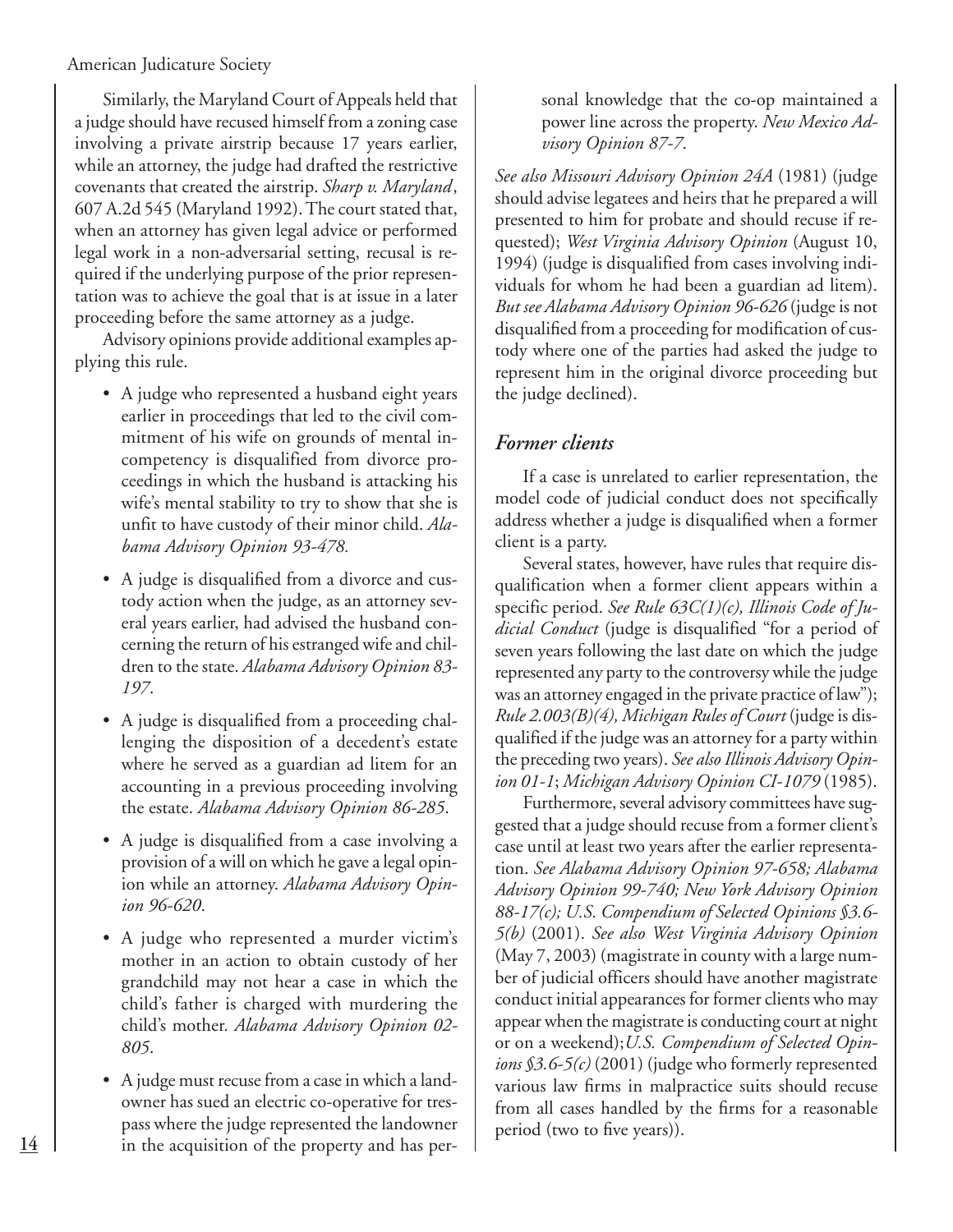Similarly, the Maryland Court of Appeals held that a judge should have recused himself from a zoning case involving a private airstrip because 17 years earlier, while an attorney, the judge had drafted the restrictive covenants that created the airstrip. *Sharp v. Maryland*, 607 A.2d 545 (Maryland 1992). The court stated that, when an attorney has given legal advice or performed legal work in a non-adversarial setting, recusal is required if the underlying purpose of the prior representation was to achieve the goal that is at issue in a later proceeding before the same attorney as a judge.

Advisory opinions provide additional examples applying this rule.

- A judge who represented a husband eight years earlier in proceedings that led to the civil commitment of his wife on grounds of mental incompetency is disqualified from divorce proceedings in which the husband is attacking his wife's mental stability to try to show that she is unfit to have custody of their minor child. *Alabama Advisory Opinion 93-478.*
- A judge is disqualified from a divorce and custody action when the judge, as an attorney several years earlier, had advised the husband concerning the return of his estranged wife and children to the state. *Alabama Advisory Opinion 83-197*.
- A judge is disqualified from a proceeding challenging the disposition of a decedent's estate where he served as a guardian ad litem for an accounting in a previous proceeding involving the estate. *Alabama Advisory Opinion 86-285*.
- A judge is disqualified from a case involving a provision of a will on which he gave a legal opinion while an attorney. *Alabama Advisory Opinion 96-620*.
- A judge who represented a murder victim's mother in an action to obtain custody of her grandchild may not hear a case in which the child's father is charged with murdering the child's mother. *Alabama Advisory Opinion 02-805*.
- A judge must recuse from a case in which a landowner has sued an electric co-operative for trespass where the judge represented the landowner in the acquisition of the property and has personal knowledge that the co-op maintained a power line across the property. *New Mexico Advisory Opinion 87-7*.

*See also Missouri Advisory Opinion 24A* (1981) (judge should advise legatees and heirs that he prepared a will presented to him for probate and should recuse if requested); *West Virginia Advisory Opinion* (August 10, 1994) (judge is disqualified from cases involving individuals for whom he had been a guardian ad litem). *But see Alabama Advisory Opinion 96-626* (judge is not disqualified from a proceeding for modification of custody where one of the parties had asked the judge to represent him in the original divorce proceeding but the judge declined).

### *Former clients*

If a case is unrelated to earlier representation, the model code of judicial conduct does not specifically address whether a judge is disqualified when a former client is a party.

Several states, however, have rules that require disqualification when a former client appears within a specific period. *See Rule 63C(1)(c), Illinois Code of Judicial Conduct* (judge is disqualified "for a period of seven years following the last date on which the judge represented any party to the controversy while the judge was an attorney engaged in the private practice of law"); *Rule 2.003(B)(4), Michigan Rules of Court* (judge is disqualified if the judge was an attorney for a party within the preceding two years). *See also Illinois Advisory Opinion 01-1*; *Michigan Advisory Opinion CI-1079* (1985).

Furthermore, several advisory committees have suggested that a judge should recuse from a former client's case until at least two years after the earlier representation. *See Alabama Advisory Opinion 97-658; Alabama Advisory Opinion 99-740; New York Advisory Opinion 88-17(c); U.S. Compendium of Selected Opinions §3.6-5(b)* (2001). *See also West Virginia Advisory Opinion* (May 7, 2003) (magistrate in county with a large number of judicial officers should have another magistrate conduct initial appearances for former clients who may appear when the magistrate is conducting court at night or on a weekend); *U.S. Compendium of Selected Opinions §3.6-5(c)* (2001) (judge who formerly represented various law firms in malpractice suits should recuse from all cases handled by the firms for a reasonable period (two to five years)).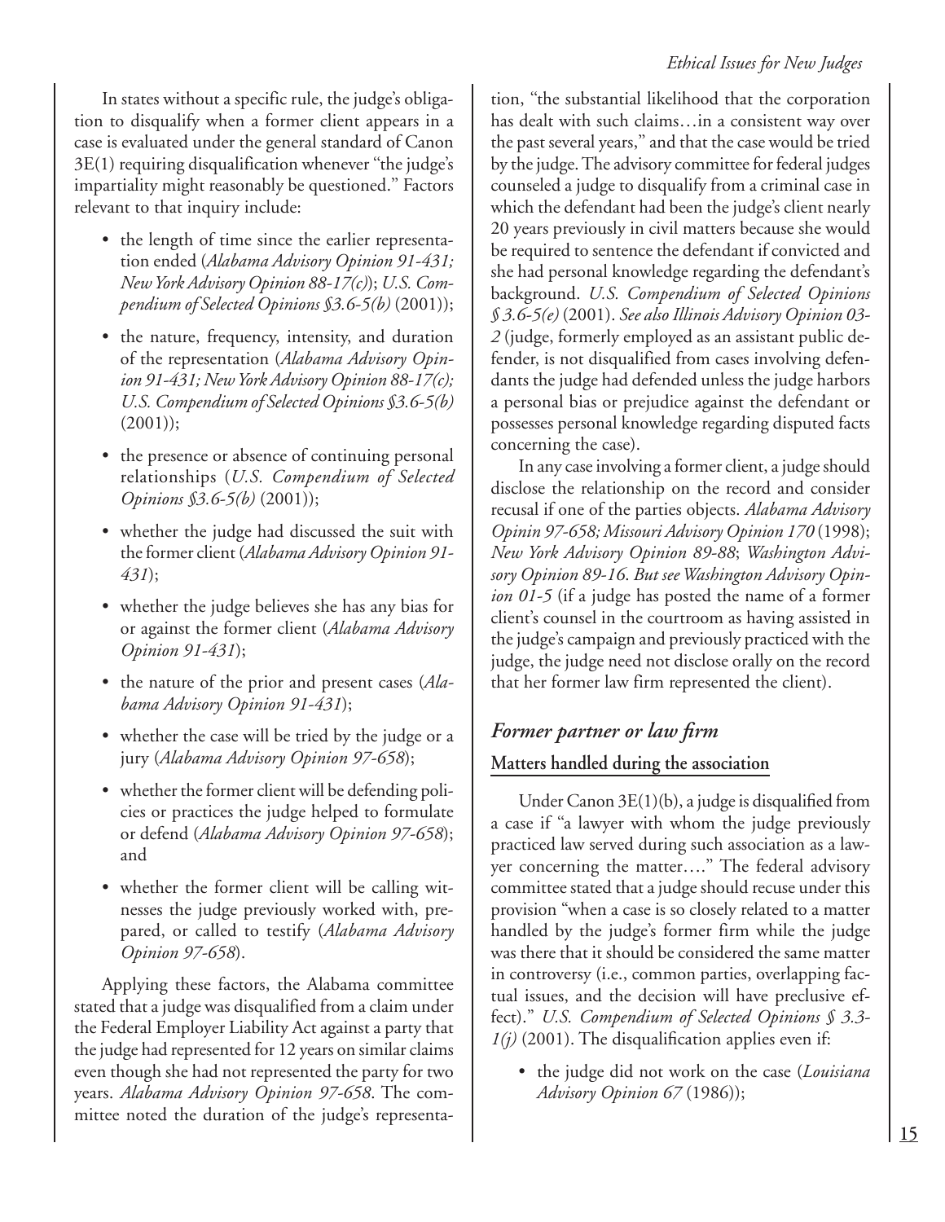In states without a specific rule, the judge's obligation to disqualify when a former client appears in a case is evaluated under the general standard of Canon 3E(1) requiring disqualification whenever "the judge's impartiality might reasonably be questioned." Factors relevant to that inquiry include:

- the length of time since the earlier representation ended (*Alabama Advisory Opinion 91-431; New York Advisory Opinion 88-17(c)*); *U.S. Compendium of Selected Opinions §3.6-5(b)* (2001));
- the nature, frequency, intensity, and duration of the representation (*Alabama Advisory Opinion 91-431; New York Advisory Opinion 88-17(c); U.S. Compendium of Selected Opinions §3.6-5(b)* (2001));
- the presence or absence of continuing personal relationships (*U.S. Compendium of Selected Opinions §3.6-5(b)* (2001));
- whether the judge had discussed the suit with the former client (*Alabama Advisory Opinion 91-431*);
- whether the judge believes she has any bias for or against the former client (*Alabama Advisory Opinion 91-431*);
- the nature of the prior and present cases (*Alabama Advisory Opinion 91-431*);
- whether the case will be tried by the judge or a jury (*Alabama Advisory Opinion 97-658*);
- whether the former client will be defending policies or practices the judge helped to formulate or defend (*Alabama Advisory Opinion 97-658*); and
- whether the former client will be calling witnesses the judge previously worked with, prepared, or called to testify (*Alabama Advisory Opinion 97-658*).

Applying these factors, the Alabama committee stated that a judge was disqualified from a claim under the Federal Employer Liability Act against a party that the judge had represented for 12 years on similar claims even though she had not represented the party for two years. *Alabama Advisory Opinion 97-658*. The committee noted the duration of the judge's representation, "the substantial likelihood that the corporation has dealt with such claims…in a consistent way over the past several years," and that the case would be tried by the judge. The advisory committee for federal judges counseled a judge to disqualify from a criminal case in which the defendant had been the judge's client nearly 20 years previously in civil matters because she would be required to sentence the defendant if convicted and she had personal knowledge regarding the defendant's background. *U.S. Compendium of Selected Opinions § 3.6-5(e)* (2001). *See also Illinois Advisory Opinion 03-2* (judge, formerly employed as an assistant public defender, is not disqualified from cases involving defendants the judge had defended unless the judge harbors a personal bias or prejudice against the defendant or possesses personal knowledge regarding disputed facts concerning the case).

In any case involving a former client, a judge should disclose the relationship on the record and consider recusal if one of the parties objects. *Alabama Advisory Opinin 97-658; Missouri Advisory Opinion 170* (1998); *New York Advisory Opinion 89-88*; *Washington Advisory Opinion 89-16. But see Washington Advisory Opinion 01-5* (if a judge has posted the name of a former client's counsel in the courtroom as having assisted in the judge's campaign and previously practiced with the judge, the judge need not disclose orally on the record that her former law firm represented the client).

## *Former partner or law firm*

### Matters handled during the association

Under Canon 3E(1)(b), a judge is disqualified from a case if "a lawyer with whom the judge previously practiced law served during such association as a lawyer concerning the matter…." The federal advisory committee stated that a judge should recuse under this provision "when a case is so closely related to a matter handled by the judge's former firm while the judge was there that it should be considered the same matter in controversy (i.e., common parties, overlapping factual issues, and the decision will have preclusive effect)." *U.S. Compendium of Selected Opinions § 3.3-1(j)* (2001). The disqualification applies even if:

- the judge did not work on the case (*Louisiana Advisory Opinion 67* (1986));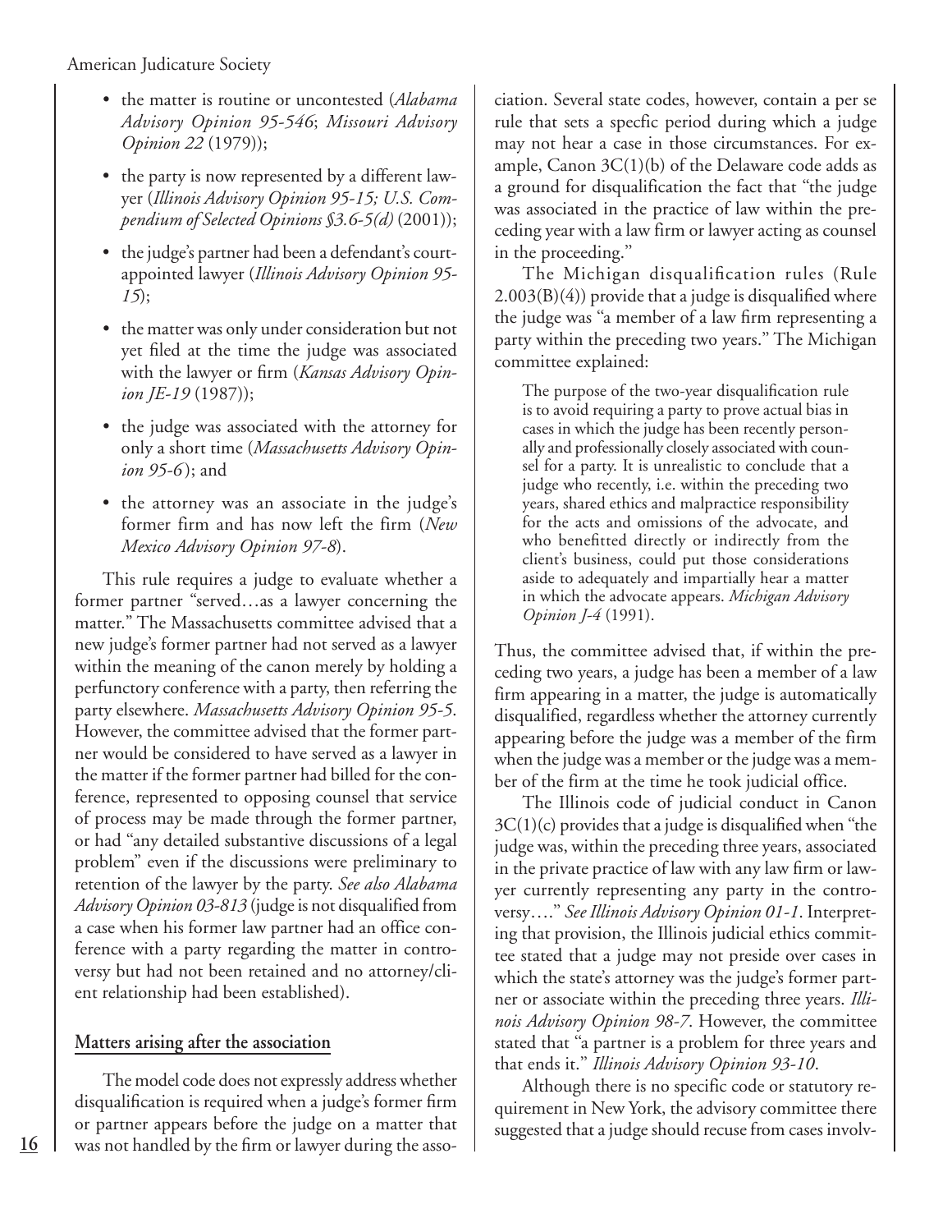- the matter is routine or uncontested (*Alabama Advisory Opinion 95-546*; *Missouri Advisory Opinion 22* (1979));
- the party is now represented by a different lawyer (*Illinois Advisory Opinion 95-15; U.S. Compendium of Selected Opinions §3.6-5(d)* (2001));
- the judge's partner had been a defendant's court-appointed lawyer (*Illinois Advisory Opinion 95-15*);
- the matter was only under consideration but not yet filed at the time the judge was associated with the lawyer or firm (*Kansas Advisory Opinion JE-19* (1987));
- the judge was associated with the attorney for only a short time (*Massachusetts Advisory Opinion 95-6*); and
- the attorney was an associate in the judge's former firm and has now left the firm (*New Mexico Advisory Opinion 97-8*).

This rule requires a judge to evaluate whether a former partner "served…as a lawyer concerning the matter." The Massachusetts committee advised that a new judge's former partner had not served as a lawyer within the meaning of the canon merely by holding a perfunctory conference with a party, then referring the party elsewhere. *Massachusetts Advisory Opinion 95-5*. However, the committee advised that the former partner would be considered to have served as a lawyer in the matter if the former partner had billed for the conference, represented to opposing counsel that service of process may be made through the former partner, or had "any detailed substantive discussions of a legal problem" even if the discussions were preliminary to retention of the lawyer by the party. *See also Alabama Advisory Opinion 03-813* (judge is not disqualified from a case when his former law partner had an office conference with a party regarding the matter in controversy but had not been retained and no attorney/client relationship had been established).

## Matters arising after the association

The model code does not expressly address whether disqualification is required when a judge's former firm or partner appears before the judge on a matter that was not handled by the firm or lawyer during the association. Several state codes, however, contain a per se rule that sets a specfic period during which a judge may not hear a case in those circumstances. For example, Canon 3C(1)(b) of the Delaware code adds as a ground for disqualification the fact that "the judge was associated in the practice of law within the preceding year with a law firm or lawyer acting as counsel in the proceeding."

The Michigan disqualification rules (Rule 2.003(B)(4)) provide that a judge is disqualified where the judge was "a member of a law firm representing a party within the preceding two years." The Michigan committee explained:

> The purpose of the two-year disqualification rule is to avoid requiring a party to prove actual bias in cases in which the judge has been recently personally and professionally closely associated with counsel for a party. It is unrealistic to conclude that a judge who recently, i.e. within the preceding two years, shared ethics and malpractice responsibility for the acts and omissions of the advocate, and who benefitted directly or indirectly from the client's business, could put those considerations aside to adequately and impartially hear a matter in which the advocate appears. *Michigan Advisory Opinion J-4* (1991).

Thus, the committee advised that, if within the preceding two years, a judge has been a member of a law firm appearing in a matter, the judge is automatically disqualified, regardless whether the attorney currently appearing before the judge was a member of the firm when the judge was a member or the judge was a member of the firm at the time he took judicial office.

The Illinois code of judicial conduct in Canon 3C(1)(c) provides that a judge is disqualified when "the judge was, within the preceding three years, associated in the private practice of law with any law firm or lawyer currently representing any party in the controversy…." *See Illinois Advisory Opinion 01-1*. Interpreting that provision, the Illinois judicial ethics committee stated that a judge may not preside over cases in which the state's attorney was the judge's former partner or associate within the preceding three years. *Illinois Advisory Opinion 98-7*. However, the committee stated that "a partner is a problem for three years and that ends it." *Illinois Advisory Opinion 93-10*.

Although there is no specific code or statutory requirement in New York, the advisory committee there suggested that a judge should recuse from cases involv-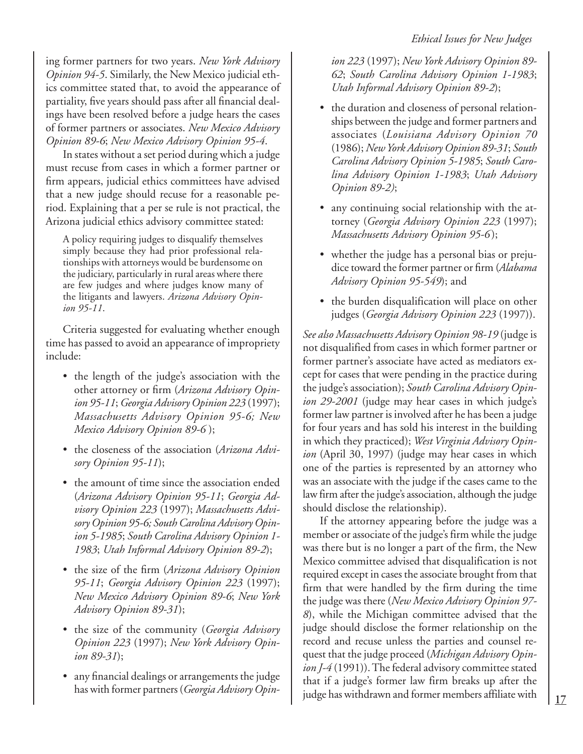ing former partners for two years. *New York Advisory Opinion 94-5*. Similarly, the New Mexico judicial ethics committee stated that, to avoid the appearance of partiality, five years should pass after all financial dealings have been resolved before a judge hears the cases of former partners or associates. *New Mexico Advisory Opinion 89-6*; *New Mexico Advisory Opinion 95-4*.

In states without a set period during which a judge must recuse from cases in which a former partner or firm appears, judicial ethics committees have advised that a new judge should recuse for a reasonable period. Explaining that a per se rule is not practical, the Arizona judicial ethics advisory committee stated:

> A policy requiring judges to disqualify themselves simply because they had prior professional relationships with attorneys would be burdensome on the judiciary, particularly in rural areas where there are few judges and where judges know many of the litigants and lawyers. *Arizona Advisory Opinion 95-11*.

Criteria suggested for evaluating whether enough time has passed to avoid an appearance of impropriety include:

- the length of the judge's association with the other attorney or firm (*Arizona Advisory Opinion 95-11*; *Georgia Advisory Opinion 223* (1997); *Massachusetts Advisory Opinion 95-6; New Mexico Advisory Opinion 89-6* );
- the closeness of the association (*Arizona Advisory Opinion 95-11*);
- the amount of time since the association ended (*Arizona Advisory Opinion 95-11*; *Georgia Advisory Opinion 223* (1997); *Massachusetts Advisory Opinion 95-6; South Carolina Advisory Opinion 5-1985*; *South Carolina Advisory Opinion 1-1983*; *Utah Informal Advisory Opinion 89-2*);
- the size of the firm (*Arizona Advisory Opinion 95-11*; *Georgia Advisory Opinion 223* (1997); *New Mexico Advisory Opinion 89-6*; *New York Advisory Opinion 89-31*);
- the size of the community (*Georgia Advisory Opinion 223* (1997); *New York Advisory Opinion 89-31*);
- any financial dealings or arrangements the judge has with former partners (*Georgia Advisory Opinion 223* (1997); *New York Advisory Opinion 89-62*; *South Carolina Advisory Opinion 1-1983*; *Utah Informal Advisory Opinion 89-2*);
- the duration and closeness of personal relationships between the judge and former partners and associates (*Louisiana Advisory Opinion 70* (1986); *New York Advisory Opinion 89-31*; *South Carolina Advisory Opinion 5-1985*; *South Carolina Advisory Opinion 1-1983*; *Utah Advisory Opinion 89-2)*;
- any continuing social relationship with the attorney (*Georgia Advisory Opinion 223* (1997); *Massachusetts Advisory Opinion 95-6*);
- whether the judge has a personal bias or prejudice toward the former partner or firm (*Alabama Advisory Opinion 95-549*); and
- the burden disqualification will place on other judges (*Georgia Advisory Opinion 223* (1997)).

*See also Massachusetts Advisory Opinion 98-19* (judge is not disqualified from cases in which former partner or former partner's associate have acted as mediators except for cases that were pending in the practice during the judge's association); *South Carolina Advisory Opinion 29-2001* (judge may hear cases in which judge's former law partner is involved after he has been a judge for four years and has sold his interest in the building in which they practiced); *West Virginia Advisory Opinion* (April 30, 1997) (judge may hear cases in which one of the parties is represented by an attorney who was an associate with the judge if the cases came to the law firm after the judge's association, although the judge should disclose the relationship).

If the attorney appearing before the judge was a member or associate of the judge's firm while the judge was there but is no longer a part of the firm, the New Mexico committee advised that disqualification is not required except in cases the associate brought from that firm that were handled by the firm during the time the judge was there (*New Mexico Advisory Opinion 97-8*), while the Michigan committee advised that the judge should disclose the former relationship on the record and recuse unless the parties and counsel request that the judge proceed (*Michigan Advisory Opinion J-4* (1991)). The federal advisory committee stated that if a judge's former law firm breaks up after the judge has withdrawn and former members affiliate with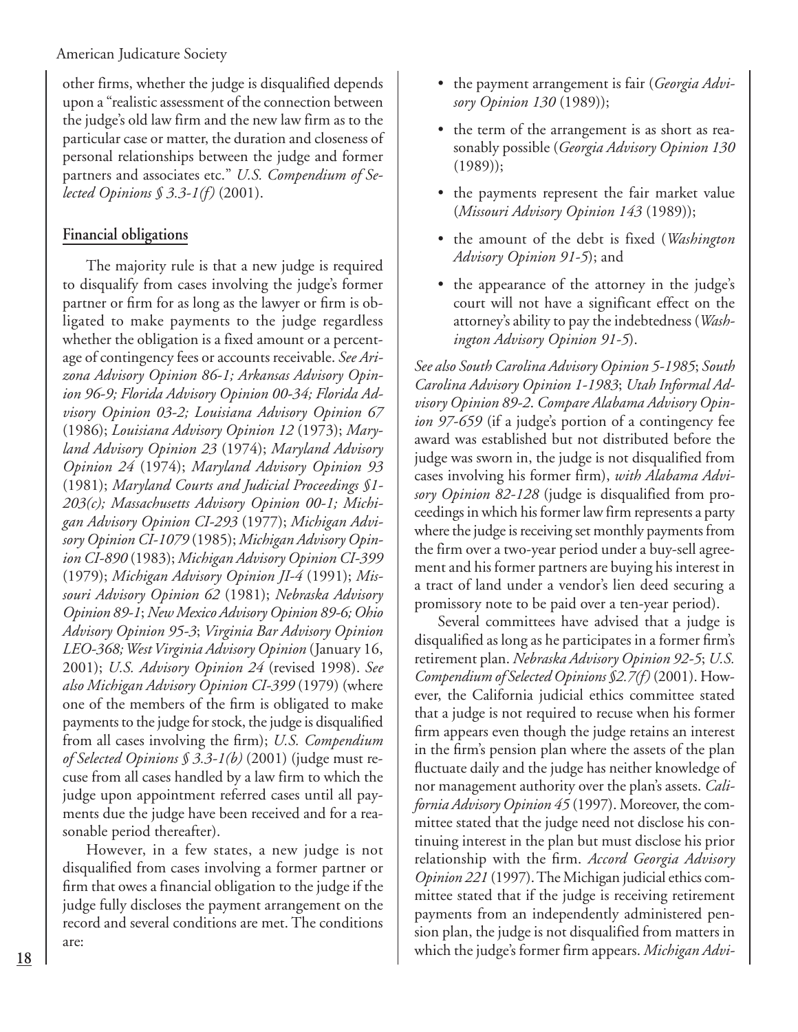other firms, whether the judge is disqualified depends upon a "realistic assessment of the connection between the judge's old law firm and the new law firm as to the particular case or matter, the duration and closeness of personal relationships between the judge and former partners and associates etc." *U.S. Compendium of Selected Opinions § 3.3-1(f)* (2001).

## Financial obligations

The majority rule is that a new judge is required to disqualify from cases involving the judge's former partner or firm for as long as the lawyer or firm is obligated to make payments to the judge regardless whether the obligation is a fixed amount or a percentage of contingency fees or accounts receivable. *See Arizona Advisory Opinion 86-1; Arkansas Advisory Opinion 96-9; Florida Advisory Opinion 00-34; Florida Advisory Opinion 03-2; Louisiana Advisory Opinion 67* (1986); *Louisiana Advisory Opinion 12* (1973); *Maryland Advisory Opinion 23* (1974); *Maryland Advisory Opinion 24* (1974); *Maryland Advisory Opinion 93* (1981); *Maryland Courts and Judicial Proceedings §1-203(c); Massachusetts Advisory Opinion 00-1; Michigan Advisory Opinion CI-293* (1977); *Michigan Advisory Opinion CI-1079* (1985); *Michigan Advisory Opinion CI-890* (1983); *Michigan Advisory Opinion CI-399* (1979); *Michigan Advisory Opinion JI-4* (1991); *Missouri Advisory Opinion 62* (1981); *Nebraska Advisory Opinion 89-1*; *New Mexico Advisory Opinion 89-6; Ohio Advisory Opinion 95-3*; *Virginia Bar Advisory Opinion LEO-368; West Virginia Advisory Opinion* (January 16, 2001); *U.S. Advisory Opinion 24* (revised 1998). *See also Michigan Advisory Opinion CI-399* (1979) (where one of the members of the firm is obligated to make payments to the judge for stock, the judge is disqualified from all cases involving the firm); *U.S. Compendium of Selected Opinions § 3.3-1(b)* (2001) (judge must recuse from all cases handled by a law firm to which the judge upon appointment referred cases until all payments due the judge have been received and for a reasonable period thereafter).

However, in a few states, a new judge is not disqualified from cases involving a former partner or firm that owes a financial obligation to the judge if the judge fully discloses the payment arrangement on the record and several conditions are met. The conditions are:

- the payment arrangement is fair (*Georgia Advisory Opinion 130* (1989));
- the term of the arrangement is as short as reasonably possible (*Georgia Advisory Opinion 130* (1989));
- the payments represent the fair market value (*Missouri Advisory Opinion 143* (1989));
- the amount of the debt is fixed (*Washington Advisory Opinion 91-5*); and
- the appearance of the attorney in the judge's court will not have a significant effect on the attorney's ability to pay the indebtedness (*Washington Advisory Opinion 91-5*).

*See also South Carolina Advisory Opinion 5-1985*; *South Carolina Advisory Opinion 1-1983*; *Utah Informal Advisory Opinion 89-2*. *Compare Alabama Advisory Opinion 97-659* (if a judge's portion of a contingency fee award was established but not distributed before the judge was sworn in, the judge is not disqualified from cases involving his former firm), *with Alabama Advisory Opinion 82-128* (judge is disqualified from proceedings in which his former law firm represents a party where the judge is receiving set monthly payments from the firm over a two-year period under a buy-sell agreement and his former partners are buying his interest in a tract of land under a vendor's lien deed securing a promissory note to be paid over a ten-year period).

Several committees have advised that a judge is disqualified as long as he participates in a former firm's retirement plan. *Nebraska Advisory Opinion 92-5*; *U.S. Compendium of Selected Opinions §2.7(f)* (2001). However, the California judicial ethics committee stated that a judge is not required to recuse when his former firm appears even though the judge retains an interest in the firm's pension plan where the assets of the plan fluctuate daily and the judge has neither knowledge of nor management authority over the plan's assets. *California Advisory Opinion 45* (1997). Moreover, the committee stated that the judge need not disclose his continuing interest in the plan but must disclose his prior relationship with the firm. *Accord Georgia Advisory Opinion 221* (1997). The Michigan judicial ethics committee stated that if the judge is receiving retirement payments from an independently administered pension plan, the judge is not disqualified from matters in which the judge's former firm appears. *Michigan Advi-*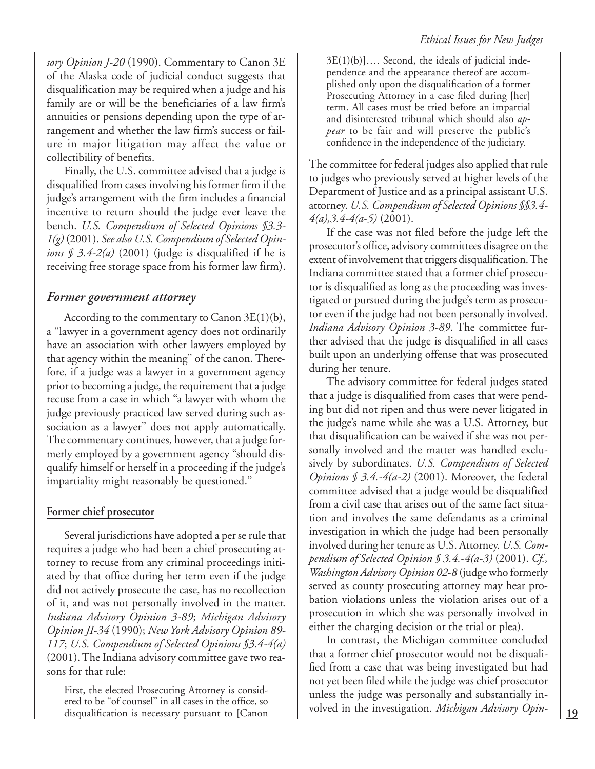*sory Opinion J-20* (1990). Commentary to Canon 3E of the Alaska code of judicial conduct suggests that disqualification may be required when a judge and his family are or will be the beneficiaries of a law firm's annuities or pensions depending upon the type of arrangement and whether the law firm's success or failure in major litigation may affect the value or collectibility of benefits.

Finally, the U.S. committee advised that a judge is disqualified from cases involving his former firm if the judge's arrangement with the firm includes a financial incentive to return should the judge ever leave the bench. *U.S. Compendium of Selected Opinions §3.3-1(g)* (2001). *See also U.S. Compendium of Selected Opinions § 3.4-2(a)* (2001) (judge is disqualified if he is receiving free storage space from his former law firm).

## *Former government attorney*

According to the commentary to Canon 3E(1)(b), a "lawyer in a government agency does not ordinarily have an association with other lawyers employed by that agency within the meaning" of the canon. Therefore, if a judge was a lawyer in a government agency prior to becoming a judge, the requirement that a judge recuse from a case in which "a lawyer with whom the judge previously practiced law served during such association as a lawyer" does not apply automatically. The commentary continues, however, that a judge formerly employed by a government agency "should disqualify himself or herself in a proceeding if the judge's impartiality might reasonably be questioned."

### Former chief prosecutor

Several jurisdictions have adopted a per se rule that requires a judge who had been a chief prosecuting attorney to recuse from any criminal proceedings initiated by that office during her term even if the judge did not actively prosecute the case, has no recollection of it, and was not personally involved in the matter. *Indiana Advisory Opinion 3-89*; *Michigan Advisory Opinion JI-34* (1990); *New York Advisory Opinion 89-117*; *U.S. Compendium of Selected Opinions §3.4-4(a)* (2001). The Indiana advisory committee gave two reasons for that rule:

> First, the elected Prosecuting Attorney is considered to be "of counsel" in all cases in the office, so disqualification is necessary pursuant to [Canon 3E(1)(b)]…. Second, the ideals of judicial independence and the appearance thereof are accomplished only upon the disqualification of a former Prosecuting Attorney in a case filed during [her] term. All cases must be tried before an impartial and disinterested tribunal which should also *appear* to be fair and will preserve the public's confidence in the independence of the judiciary.

The committee for federal judges also applied that rule to judges who previously served at higher levels of the Department of Justice and as a principal assistant U.S. attorney. *U.S. Compendium of Selected Opinions §§3.4-4(a),3.4-4(a-5)* (2001).

If the case was not filed before the judge left the prosecutor's office, advisory committees disagree on the extent of involvement that triggers disqualification. The Indiana committee stated that a former chief prosecutor is disqualified as long as the proceeding was investigated or pursued during the judge's term as prosecutor even if the judge had not been personally involved. *Indiana Advisory Opinion 3-89*. The committee further advised that the judge is disqualified in all cases built upon an underlying offense that was prosecuted during her tenure.

The advisory committee for federal judges stated that a judge is disqualified from cases that were pending but did not ripen and thus were never litigated in the judge's name while she was a U.S. Attorney, but that disqualification can be waived if she was not personally involved and the matter was handled exclusively by subordinates. *U.S. Compendium of Selected Opinions § 3.4.-4(a-2)* (2001). Moreover, the federal committee advised that a judge would be disqualified from a civil case that arises out of the same fact situation and involves the same defendants as a criminal investigation in which the judge had been personally involved during her tenure as U.S. Attorney. *U.S. Compendium of Selected Opinion § 3.4.-4(a-3)* (2001). *Cf., Washington Advisory Opinion 02-8* (judge who formerly served as county prosecuting attorney may hear probation violations unless the violation arises out of a prosecution in which she was personally involved in either the charging decision or the trial or plea).

In contrast, the Michigan committee concluded that a former chief prosecutor would not be disqualified from a case that was being investigated but had not yet been filed while the judge was chief prosecutor unless the judge was personally and substantially involved in the investigation. *Michigan Advisory Opin-*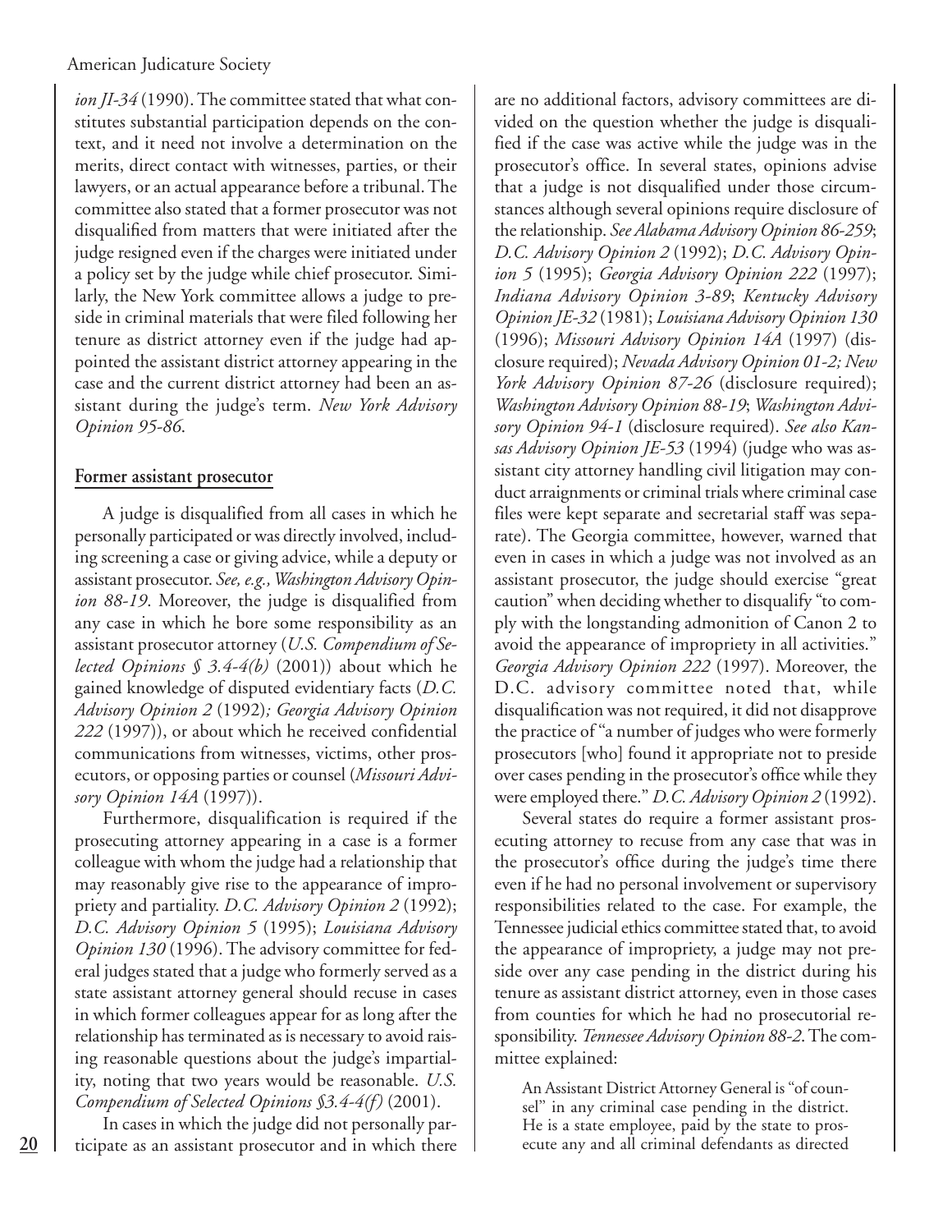*ion JI-34* (1990). The committee stated that what constitutes substantial participation depends on the context, and it need not involve a determination on the merits, direct contact with witnesses, parties, or their lawyers, or an actual appearance before a tribunal. The committee also stated that a former prosecutor was not disqualified from matters that were initiated after the judge resigned even if the charges were initiated under a policy set by the judge while chief prosecutor. Similarly, the New York committee allows a judge to preside in criminal materials that were filed following her tenure as district attorney even if the judge had appointed the assistant district attorney appearing in the case and the current district attorney had been an assistant during the judge's term. *New York Advisory Opinion 95-86*.

### Former assistant prosecutor

A judge is disqualified from all cases in which he personally participated or was directly involved, including screening a case or giving advice, while a deputy or assistant prosecutor. *See, e.g., Washington Advisory Opinion 88-19*. Moreover, the judge is disqualified from any case in which he bore some responsibility as an assistant prosecutor attorney (*U.S. Compendium of Selected Opinions § 3.4-4(b)* (2001)) about which he gained knowledge of disputed evidentiary facts (*D.C. Advisory Opinion 2* (1992)*; Georgia Advisory Opinion 222* (1997)), or about which he received confidential communications from witnesses, victims, other prosecutors, or opposing parties or counsel (*Missouri Advisory Opinion 14A* (1997)).

Furthermore, disqualification is required if the prosecuting attorney appearing in a case is a former colleague with whom the judge had a relationship that may reasonably give rise to the appearance of impropriety and partiality. *D.C. Advisory Opinion 2* (1992); *D.C. Advisory Opinion 5* (1995); *Louisiana Advisory Opinion 130* (1996). The advisory committee for federal judges stated that a judge who formerly served as a state assistant attorney general should recuse in cases in which former colleagues appear for as long after the relationship has terminated as is necessary to avoid raising reasonable questions about the judge's impartiality, noting that two years would be reasonable. *U.S. Compendium of Selected Opinions §3.4-4(f)* (2001).

In cases in which the judge did not personally participate as an assistant prosecutor and in which there are no additional factors, advisory committees are divided on the question whether the judge is disqualified if the case was active while the judge was in the prosecutor's office. In several states, opinions advise that a judge is not disqualified under those circumstances although several opinions require disclosure of the relationship. *See Alabama Advisory Opinion 86-259*; *D.C. Advisory Opinion 2* (1992); *D.C. Advisory Opinion 5* (1995); *Georgia Advisory Opinion 222* (1997); *Indiana Advisory Opinion 3-89*; *Kentucky Advisory Opinion JE-32* (1981); *Louisiana Advisory Opinion 130* (1996); *Missouri Advisory Opinion 14A* (1997) (disclosure required); *Nevada Advisory Opinion 01-2; New York Advisory Opinion 87-26* (disclosure required); *Washington Advisory Opinion 88-19*; *Washington Advisory Opinion 94-1* (disclosure required). *See also Kansas Advisory Opinion JE-53* (1994) (judge who was assistant city attorney handling civil litigation may conduct arraignments or criminal trials where criminal case files were kept separate and secretarial staff was separate). The Georgia committee, however, warned that even in cases in which a judge was not involved as an assistant prosecutor, the judge should exercise "great caution" when deciding whether to disqualify "to comply with the longstanding admonition of Canon 2 to avoid the appearance of impropriety in all activities." *Georgia Advisory Opinion 222* (1997). Moreover, the D.C. advisory committee noted that, while disqualification was not required, it did not disapprove the practice of "a number of judges who were formerly prosecutors [who] found it appropriate not to preside over cases pending in the prosecutor's office while they were employed there." *D.C. Advisory Opinion 2* (1992).

Several states do require a former assistant prosecuting attorney to recuse from any case that was in the prosecutor's office during the judge's time there even if he had no personal involvement or supervisory responsibilities related to the case. For example, the Tennessee judicial ethics committee stated that, to avoid the appearance of impropriety, a judge may not preside over any case pending in the district during his tenure as assistant district attorney, even in those cases from counties for which he had no prosecutorial responsibility. *Tennessee Advisory Opinion 88-2*. The committee explained:

> An Assistant District Attorney General is "of counsel" in any criminal case pending in the district. He is a state employee, paid by the state to prosecute any and all criminal defendants as directed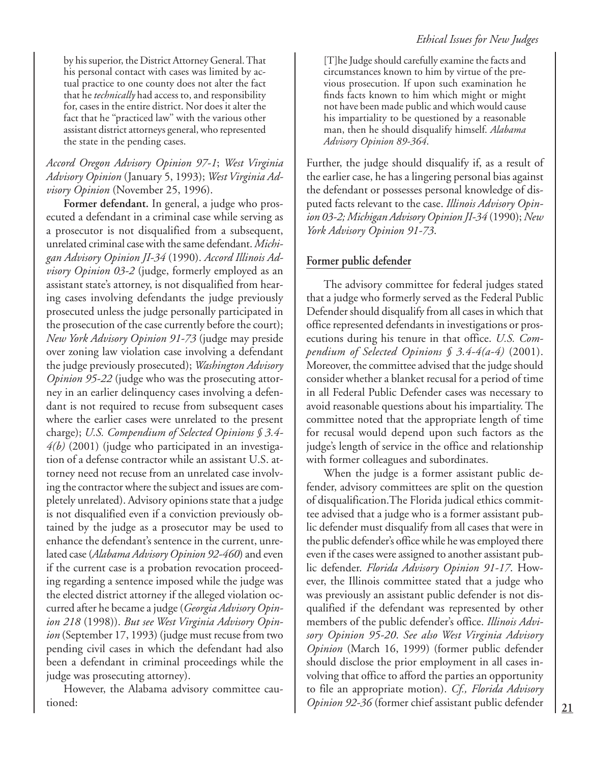> by his superior, the District Attorney General. That his personal contact with cases was limited by actual practice to one county does not alter the fact that he *technically* had access to, and responsibility for, cases in the entire district. Nor does it alter the fact that he "practiced law" with the various other assistant district attorneys general, who represented the state in the pending cases.

*Accord Oregon Advisory Opinion 97-1*; *West Virginia Advisory Opinion* (January 5, 1993); *West Virginia Advisory Opinion* (November 25, 1996).

**Former defendant.** In general, a judge who prosecuted a defendant in a criminal case while serving as a prosecutor is not disqualified from a subsequent, unrelated criminal case with the same defendant. *Michigan Advisory Opinion JI-34* (1990). *Accord Illinois Advisory Opinion 03-2* (judge, formerly employed as an assistant state's attorney, is not disqualified from hearing cases involving defendants the judge previously prosecuted unless the judge personally participated in the prosecution of the case currently before the court); *New York Advisory Opinion 91-73* (judge may preside over zoning law violation case involving a defendant the judge previously prosecuted); *Washington Advisory Opinion 95-22* (judge who was the prosecuting attorney in an earlier delinquency cases involving a defendant is not required to recuse from subsequent cases where the earlier cases were unrelated to the present charge); *U.S. Compendium of Selected Opinions § 3.4-4(b)* (2001) (judge who participated in an investigation of a defense contractor while an assistant U.S. attorney need not recuse from an unrelated case involving the contractor where the subject and issues are completely unrelated). Advisory opinions state that a judge is not disqualified even if a conviction previously obtained by the judge as a prosecutor may be used to enhance the defendant's sentence in the current, unrelated case (*Alabama Advisory Opinion 92-460*) and even if the current case is a probation revocation proceeding regarding a sentence imposed while the judge was the elected district attorney if the alleged violation occurred after he became a judge (*Georgia Advisory Opinion 218* (1998)). *But see West Virginia Advisory Opinion* (September 17, 1993) (judge must recuse from two pending civil cases in which the defendant had also been a defendant in criminal proceedings while the judge was prosecuting attorney).

However, the Alabama advisory committee cautioned:

> [T]he Judge should carefully examine the facts and circumstances known to him by virtue of the previous prosecution. If upon such examination he finds facts known to him which might or might not have been made public and which would cause his impartiality to be questioned by a reasonable man, then he should disqualify himself. *Alabama Advisory Opinion 89-364*.

Further, the judge should disqualify if, as a result of the earlier case, he has a lingering personal bias against the defendant or possesses personal knowledge of disputed facts relevant to the case. *Illinois Advisory Opinion 03-2; Michigan Advisory Opinion JI-34* (1990); *New York Advisory Opinion 91-73*.

## Former public defender

The advisory committee for federal judges stated that a judge who formerly served as the Federal Public Defender should disqualify from all cases in which that office represented defendants in investigations or prosecutions during his tenure in that office. *U.S. Compendium of Selected Opinions § 3.4-4(a-4)* (2001). Moreover, the committee advised that the judge should consider whether a blanket recusal for a period of time in all Federal Public Defender cases was necessary to avoid reasonable questions about his impartiality. The committee noted that the appropriate length of time for recusal would depend upon such factors as the judge's length of service in the office and relationship with former colleagues and subordinates.

When the judge is a former assistant public defender, advisory committees are split on the question of disqualification.The Florida judical ethics committee advised that a judge who is a former assistant public defender must disqualify from all cases that were in the public defender's office while he was employed there even if the cases were assigned to another assistant public defender. *Florida Advisory Opinion 91-17*. However, the Illinois committee stated that a judge who was previously an assistant public defender is not disqualified if the defendant was represented by other members of the public defender's office. *Illinois Advisory Opinion 95-20*. *See also West Virginia Advisory Opinion* (March 16, 1999) (former public defender should disclose the prior employment in all cases involving that office to afford the parties an opportunity to file an appropriate motion). *Cf., Florida Advisory Opinion 92-36* (former chief assistant public defender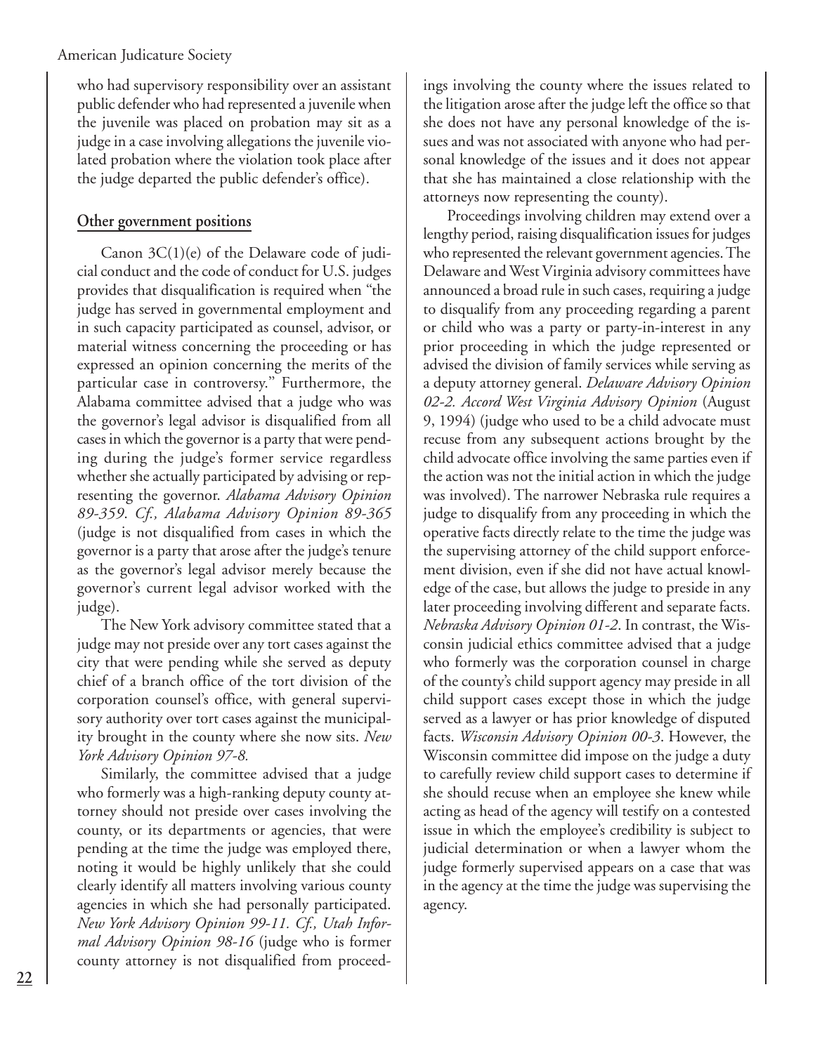who had supervisory responsibility over an assistant public defender who had represented a juvenile when the juvenile was placed on probation may sit as a judge in a case involving allegations the juvenile violated probation where the violation took place after the judge departed the public defender's office).

## Other government positions

Canon 3C(1)(e) of the Delaware code of judicial conduct and the code of conduct for U.S. judges provides that disqualification is required when "the judge has served in governmental employment and in such capacity participated as counsel, advisor, or material witness concerning the proceeding or has expressed an opinion concerning the merits of the particular case in controversy." Furthermore, the Alabama committee advised that a judge who was the governor's legal advisor is disqualified from all cases in which the governor is a party that were pending during the judge's former service regardless whether she actually participated by advising or representing the governor. *Alabama Advisory Opinion 89-359. Cf., Alabama Advisory Opinion 89-365* (judge is not disqualified from cases in which the governor is a party that arose after the judge's tenure as the governor's legal advisor merely because the governor's current legal advisor worked with the judge).

The New York advisory committee stated that a judge may not preside over any tort cases against the city that were pending while she served as deputy chief of a branch office of the tort division of the corporation counsel's office, with general supervisory authority over tort cases against the municipality brought in the county where she now sits. *New York Advisory Opinion 97-8.*

Similarly, the committee advised that a judge who formerly was a high-ranking deputy county attorney should not preside over cases involving the county, or its departments or agencies, that were pending at the time the judge was employed there, noting it would be highly unlikely that she could clearly identify all matters involving various county agencies in which she had personally participated. *New York Advisory Opinion 99-11. Cf., Utah Informal Advisory Opinion 98-16* (judge who is former county attorney is not disqualified from proceedings involving the county where the issues related to the litigation arose after the judge left the office so that she does not have any personal knowledge of the issues and was not associated with anyone who had personal knowledge of the issues and it does not appear that she has maintained a close relationship with the attorneys now representing the county).

Proceedings involving children may extend over a lengthy period, raising disqualification issues for judges who represented the relevant government agencies. The Delaware and West Virginia advisory committees have announced a broad rule in such cases, requiring a judge to disqualify from any proceeding regarding a parent or child who was a party or party-in-interest in any prior proceeding in which the judge represented or advised the division of family services while serving as a deputy attorney general. *Delaware Advisory Opinion 02-2. Accord West Virginia Advisory Opinion* (August 9, 1994) (judge who used to be a child advocate must recuse from any subsequent actions brought by the child advocate office involving the same parties even if the action was not the initial action in which the judge was involved). The narrower Nebraska rule requires a judge to disqualify from any proceeding in which the operative facts directly relate to the time the judge was the supervising attorney of the child support enforcement division, even if she did not have actual knowledge of the case, but allows the judge to preside in any later proceeding involving different and separate facts. *Nebraska Advisory Opinion 01-2.* In contrast, the Wisconsin judicial ethics committee advised that a judge who formerly was the corporation counsel in charge of the county's child support agency may preside in all child support cases except those in which the judge served as a lawyer or has prior knowledge of disputed facts. *Wisconsin Advisory Opinion 00-3.* However, the Wisconsin committee did impose on the judge a duty to carefully review child support cases to determine if she should recuse when an employee she knew while acting as head of the agency will testify on a contested issue in which the employee's credibility is subject to judicial determination or when a lawyer whom the judge formerly supervised appears on a case that was in the agency at the time the judge was supervising the agency.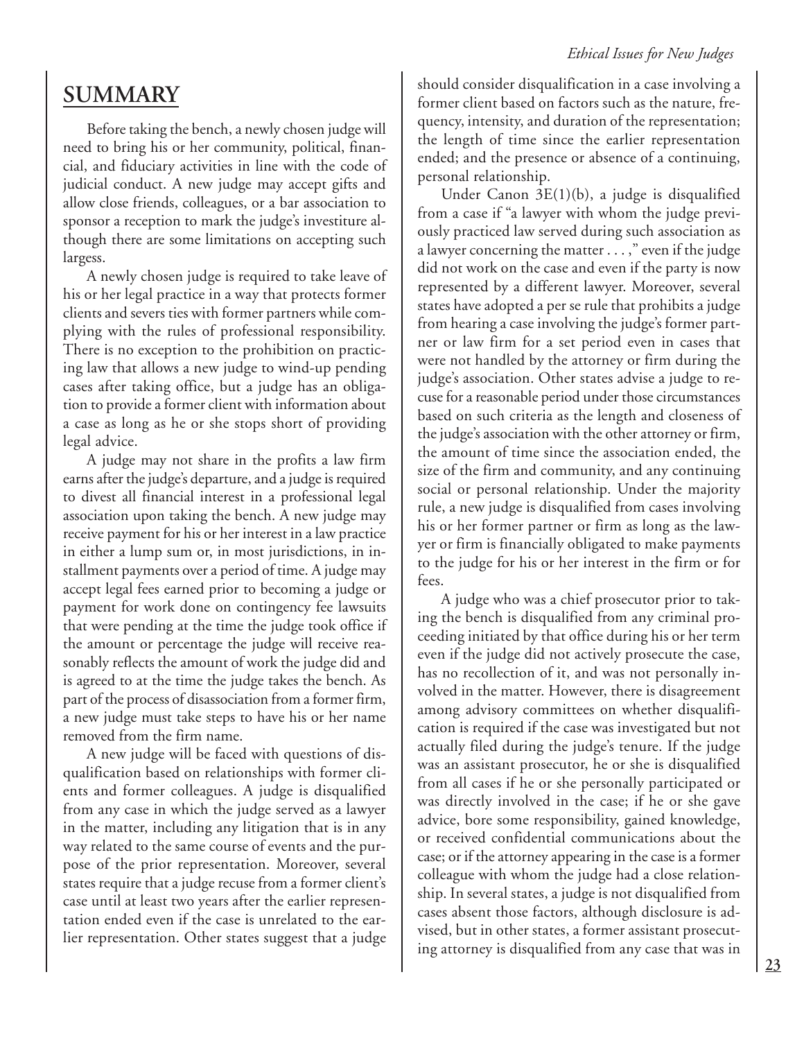## SUMMARY

Before taking the bench, a newly chosen judge will need to bring his or her community, political, financial, and fiduciary activities in line with the code of judicial conduct. A new judge may accept gifts and allow close friends, colleagues, or a bar association to sponsor a reception to mark the judge's investiture although there are some limitations on accepting such largess.

A newly chosen judge is required to take leave of his or her legal practice in a way that protects former clients and severs ties with former partners while complying with the rules of professional responsibility. There is no exception to the prohibition on practicing law that allows a new judge to wind-up pending cases after taking office, but a judge has an obligation to provide a former client with information about a case as long as he or she stops short of providing legal advice.

A judge may not share in the profits a law firm earns after the judge's departure, and a judge is required to divest all financial interest in a professional legal association upon taking the bench. A new judge may receive payment for his or her interest in a law practice in either a lump sum or, in most jurisdictions, in installment payments over a period of time. A judge may accept legal fees earned prior to becoming a judge or payment for work done on contingency fee lawsuits that were pending at the time the judge took office if the amount or percentage the judge will receive reasonably reflects the amount of work the judge did and is agreed to at the time the judge takes the bench. As part of the process of disassociation from a former firm, a new judge must take steps to have his or her name removed from the firm name.

A new judge will be faced with questions of disqualification based on relationships with former clients and former colleagues. A judge is disqualified from any case in which the judge served as a lawyer in the matter, including any litigation that is in any way related to the same course of events and the purpose of the prior representation. Moreover, several states require that a judge recuse from a former client's case until at least two years after the earlier representation ended even if the case is unrelated to the earlier representation. Other states suggest that a judge should consider disqualification in a case involving a former client based on factors such as the nature, frequency, intensity, and duration of the representation; the length of time since the earlier representation ended; and the presence or absence of a continuing, personal relationship.

Under Canon 3E(1)(b), a judge is disqualified from a case if "a lawyer with whom the judge previously practiced law served during such association as a lawyer concerning the matter . . . ," even if the judge did not work on the case and even if the party is now represented by a different lawyer. Moreover, several states have adopted a per se rule that prohibits a judge from hearing a case involving the judge's former partner or law firm for a set period even in cases that were not handled by the attorney or firm during the judge's association. Other states advise a judge to recuse for a reasonable period under those circumstances based on such criteria as the length and closeness of the judge's association with the other attorney or firm, the amount of time since the association ended, the size of the firm and community, and any continuing social or personal relationship. Under the majority rule, a new judge is disqualified from cases involving his or her former partner or firm as long as the lawyer or firm is financially obligated to make payments to the judge for his or her interest in the firm or for fees.

A judge who was a chief prosecutor prior to taking the bench is disqualified from any criminal proceeding initiated by that office during his or her term even if the judge did not actively prosecute the case, has no recollection of it, and was not personally involved in the matter. However, there is disagreement among advisory committees on whether disqualification is required if the case was investigated but not actually filed during the judge's tenure. If the judge was an assistant prosecutor, he or she is disqualified from all cases if he or she personally participated or was directly involved in the case; if he or she gave advice, bore some responsibility, gained knowledge, or received confidential communications about the case; or if the attorney appearing in the case is a former colleague with whom the judge had a close relationship. In several states, a judge is not disqualified from cases absent those factors, although disclosure is advised, but in other states, a former assistant prosecuting attorney is disqualified from any case that was in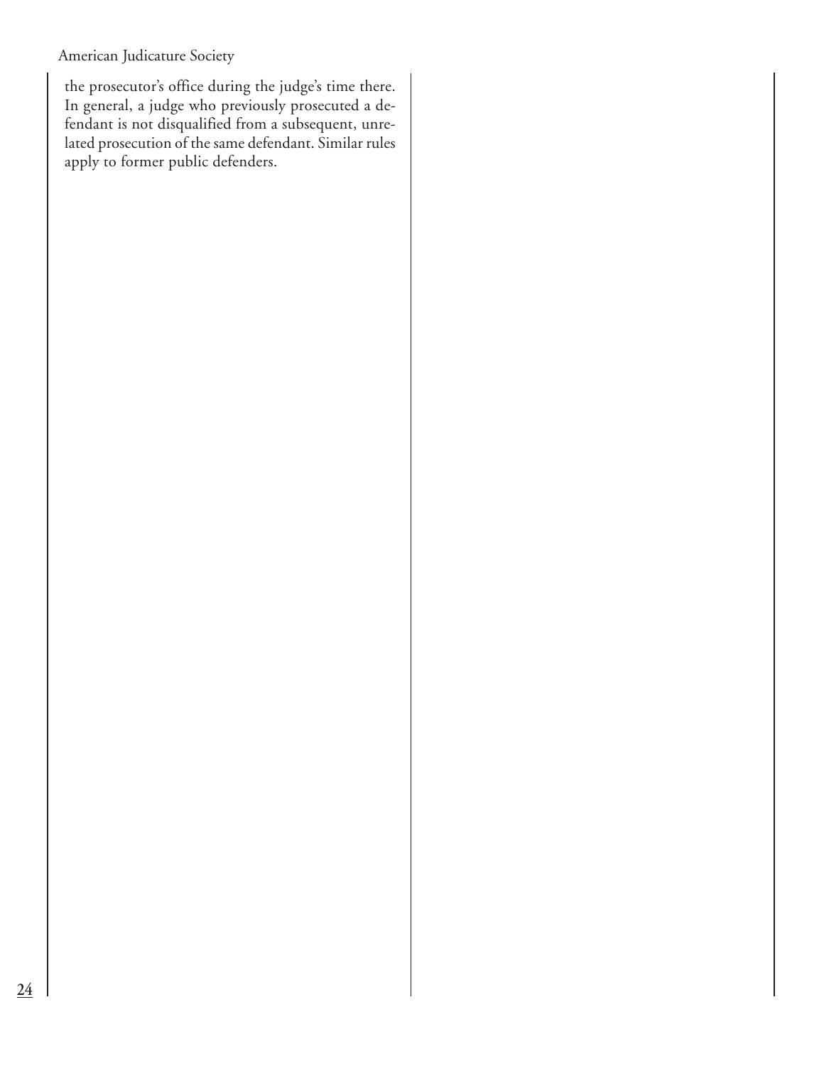the prosecutor's office during the judge's time there. In general, a judge who previously prosecuted a defendant is not disqualified from a subsequent, unrelated prosecution of the same defendant. Similar rules apply to former public defenders.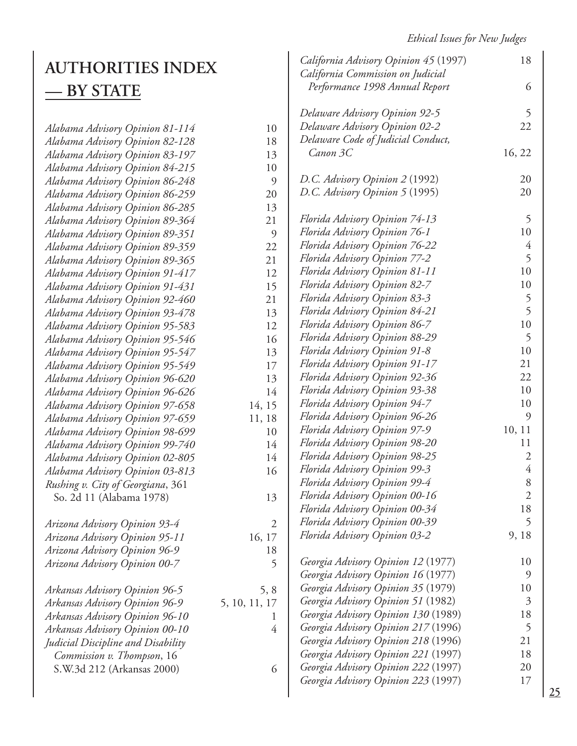# AUTHORITIES INDEX — BY STATE

| Authority | Page(s) |
|---|---|
| *Alabama Advisory Opinion 81-114* | 10 |
| *Alabama Advisory Opinion 82-128* | 18 |
| *Alabama Advisory Opinion 83-197* | 13 |
| *Alabama Advisory Opinion 84-215* | 10 |
| *Alabama Advisory Opinion 86-248* | 9 |
| *Alabama Advisory Opinion 86-259* | 20 |
| *Alabama Advisory Opinion 86-285* | 13 |
| *Alabama Advisory Opinion 89-364* | 21 |
| *Alabama Advisory Opinion 89-351* | 9 |
| *Alabama Advisory Opinion 89-359* | 22 |
| *Alabama Advisory Opinion 89-365* | 21 |
| *Alabama Advisory Opinion 91-417* | 12 |
| *Alabama Advisory Opinion 91-431* | 15 |
| *Alabama Advisory Opinion 92-460* | 21 |
| *Alabama Advisory Opinion 93-478* | 13 |
| *Alabama Advisory Opinion 95-583* | 12 |
| *Alabama Advisory Opinion 95-546* | 16 |
| *Alabama Advisory Opinion 95-547* | 13 |
| *Alabama Advisory Opinion 95-549* | 17 |
| *Alabama Advisory Opinion 96-620* | 13 |
| *Alabama Advisory Opinion 96-626* | 14 |
| *Alabama Advisory Opinion 97-658* | 14, 15 |
| *Alabama Advisory Opinion 97-659* | 11, 18 |
| *Alabama Advisory Opinion 98-699* | 10 |
| *Alabama Advisory Opinion 99-740* | 14 |
| *Alabama Advisory Opinion 02-805* | 14 |
| *Alabama Advisory Opinion 03-813* | 16 |
| *Rushing v. City of Georgiana*, 361 So. 2d 11 (Alabama 1978) | 13 |
| | |
| *Arizona Advisory Opinion 93-4* | 2 |
| *Arizona Advisory Opinion 95-11* | 16, 17 |
| *Arizona Advisory Opinion 96-9* | 18 |
| *Arizona Advisory Opinion 00-7* | 5 |
| | |
| *Arkansas Advisory Opinion 96-5* | 5, 8 |
| *Arkansas Advisory Opinion 96-9* | 5, 10, 11, 17 |
| *Arkansas Advisory Opinion 96-10* | 1 |
| *Arkansas Advisory Opinion 00-10* | 4 |
| *Judicial Discipline and Disability Commission v. Thompson*, 16 S.W.3d 212 (Arkansas 2000) | 6 |
| | |
| *California Advisory Opinion 45* (1997) | 18 |
| *California Commission on Judicial Performance 1998 Annual Report* | 6 |
| | |
| *Delaware Advisory Opinion 92-5* | 5 |
| *Delaware Advisory Opinion 02-2* | 22 |
| *Delaware Code of Judicial Conduct, Canon 3C* | 16, 22 |
| | |
| *D.C. Advisory Opinion 2* (1992) | 20 |
| *D.C. Advisory Opinion 5* (1995) | 20 |
| | |
| *Florida Advisory Opinion 74-13* | 5 |
| *Florida Advisory Opinion 76-1* | 10 |
| *Florida Advisory Opinion 76-22* | 4 |
| *Florida Advisory Opinion 77-2* | 5 |
| *Florida Advisory Opinion 81-11* | 10 |
| *Florida Advisory Opinion 82-7* | 10 |
| *Florida Advisory Opinion 83-3* | 5 |
| *Florida Advisory Opinion 84-21* | 5 |
| *Florida Advisory Opinion 86-7* | 10 |
| *Florida Advisory Opinion 88-29* | 5 |
| *Florida Advisory Opinion 91-8* | 10 |
| *Florida Advisory Opinion 91-17* | 21 |
| *Florida Advisory Opinion 92-36* | 22 |
| *Florida Advisory Opinion 93-38* | 10 |
| *Florida Advisory Opinion 94-7* | 10 |
| *Florida Advisory Opinion 96-26* | 9 |
| *Florida Advisory Opinion 97-9* | 10, 11 |
| *Florida Advisory Opinion 98-20* | 11 |
| *Florida Advisory Opinion 98-25* | 2 |
| *Florida Advisory Opinion 99-3* | 4 |
| *Florida Advisory Opinion 99-4* | 8 |
| *Florida Advisory Opinion 00-16* | 2 |
| *Florida Advisory Opinion 00-34* | 18 |
| *Florida Advisory Opinion 00-39* | 5 |
| *Florida Advisory Opinion 03-2* | 9, 18 |
| | |
| *Georgia Advisory Opinion 12* (1977) | 10 |
| *Georgia Advisory Opinion 16* (1977) | 9 |
| *Georgia Advisory Opinion 35* (1979) | 10 |
| *Georgia Advisory Opinion 51* (1982) | 3 |
| *Georgia Advisory Opinion 130* (1989) | 18 |
| *Georgia Advisory Opinion 217* (1996) | 5 |
| *Georgia Advisory Opinion 218* (1996) | 21 |
| *Georgia Advisory Opinion 221* (1997) | 18 |
| *Georgia Advisory Opinion 222* (1997) | 20 |
| *Georgia Advisory Opinion 223* (1997) | 17 |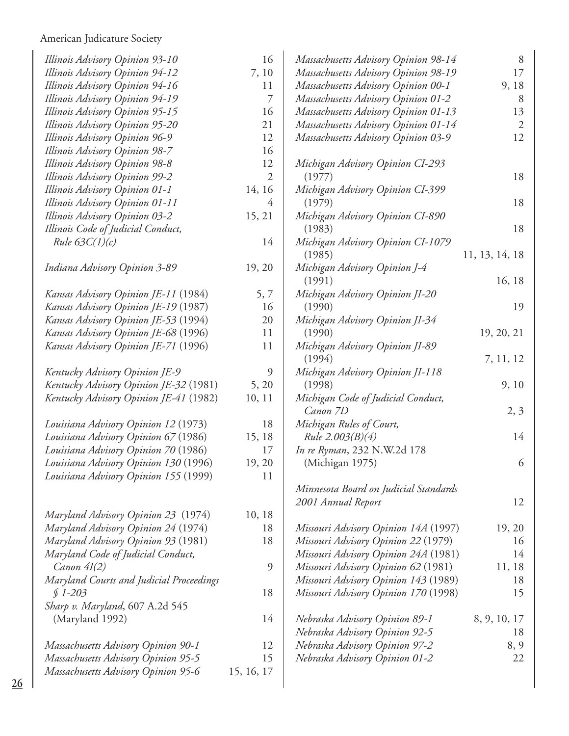*Illinois Advisory Opinion 93-10* 16
*Illinois Advisory Opinion 94-12* 7, 10
*Illinois Advisory Opinion 94-16* 11
*Illinois Advisory Opinion 94-19* 7
*Illinois Advisory Opinion 95-15* 16
*Illinois Advisory Opinion 95-20* 21
*Illinois Advisory Opinion 96-9* 12
*Illinois Advisory Opinion 98-7* 16
*Illinois Advisory Opinion 98-8* 12
*Illinois Advisory Opinion 99-2* 2
*Illinois Advisory Opinion 01-1* 14, 16
*Illinois Advisory Opinion 01-11* 4
*Illinois Advisory Opinion 03-2* 15, 21
*Illinois Code of Judicial Conduct, Rule 63C(1)(c)* 14

*Indiana Advisory Opinion 3-89* 19, 20

*Kansas Advisory Opinion JE-11* (1984) 5, 7
*Kansas Advisory Opinion JE-19* (1987) 16
*Kansas Advisory Opinion JE-53* (1994) 20
*Kansas Advisory Opinion JE-68* (1996) 11
*Kansas Advisory Opinion JE-71* (1996) 11

*Kentucky Advisory Opinion JE-9* 9
*Kentucky Advisory Opinion JE-32* (1981) 5, 20
*Kentucky Advisory Opinion JE-41* (1982) 10, 11

*Louisiana Advisory Opinion 12* (1973) 18
*Louisiana Advisory Opinion 67* (1986) 15, 18
*Louisiana Advisory Opinion 70* (1986) 17
*Louisiana Advisory Opinion 130* (1996) 19, 20
*Louisiana Advisory Opinion 155* (1999) 11

*Maryland Advisory Opinion 23* (1974) 10, 18
*Maryland Advisory Opinion 24* (1974) 18
*Maryland Advisory Opinion 93* (1981) 18
*Maryland Code of Judicial Conduct, Canon 4I(2)* 9
*Maryland Courts and Judicial Proceedings § 1-203* 18
*Sharp v. Maryland*, 607 A.2d 545 (Maryland 1992) 14

*Massachusetts Advisory Opinion 90-1* 12
*Massachusetts Advisory Opinion 95-5* 15
*Massachusetts Advisory Opinion 95-6* 15, 16, 17
*Massachusetts Advisory Opinion 98-14* 8
*Massachusetts Advisory Opinion 98-19* 17
*Massachusetts Advisory Opinion 00-1* 9, 18
*Massachusetts Advisory Opinion 01-2* 8
*Massachusetts Advisory Opinion 01-13* 13
*Massachusetts Advisory Opinion 01-14* 2
*Massachusetts Advisory Opinion 03-9* 12

*Michigan Advisory Opinion CI-293* (1977) 18
*Michigan Advisory Opinion CI-399* (1979) 18
*Michigan Advisory Opinion CI-890* (1983) 18
*Michigan Advisory Opinion CI-1079* (1985) 11, 13, 14, 18
*Michigan Advisory Opinion J-4* (1991) 16, 18
*Michigan Advisory Opinion JI-20* (1990) 19
*Michigan Advisory Opinion JI-34* (1990) 19, 20, 21
*Michigan Advisory Opinion JI-89* (1994) 7, 11, 12
*Michigan Advisory Opinion JI-118* (1998) 9, 10
*Michigan Code of Judicial Conduct, Canon 7D* 2, 3
*Michigan Rules of Court, Rule 2.003(B)(4)* 14
*In re Ryman*, 232 N.W.2d 178 (Michigan 1975) 6

*Minnesota Board on Judicial Standards 2001 Annual Report* 12

*Missouri Advisory Opinion 14A* (1997) 19, 20
*Missouri Advisory Opinion 22* (1979) 16
*Missouri Advisory Opinion 24A* (1981) 14
*Missouri Advisory Opinion 62* (1981) 11, 18
*Missouri Advisory Opinion 143* (1989) 18
*Missouri Advisory Opinion 170* (1998) 15

*Nebraska Advisory Opinion 89-1* 8, 9, 10, 17
*Nebraska Advisory Opinion 92-5* 18
*Nebraska Advisory Opinion 97-2* 8, 9
*Nebraska Advisory Opinion 01-2* 22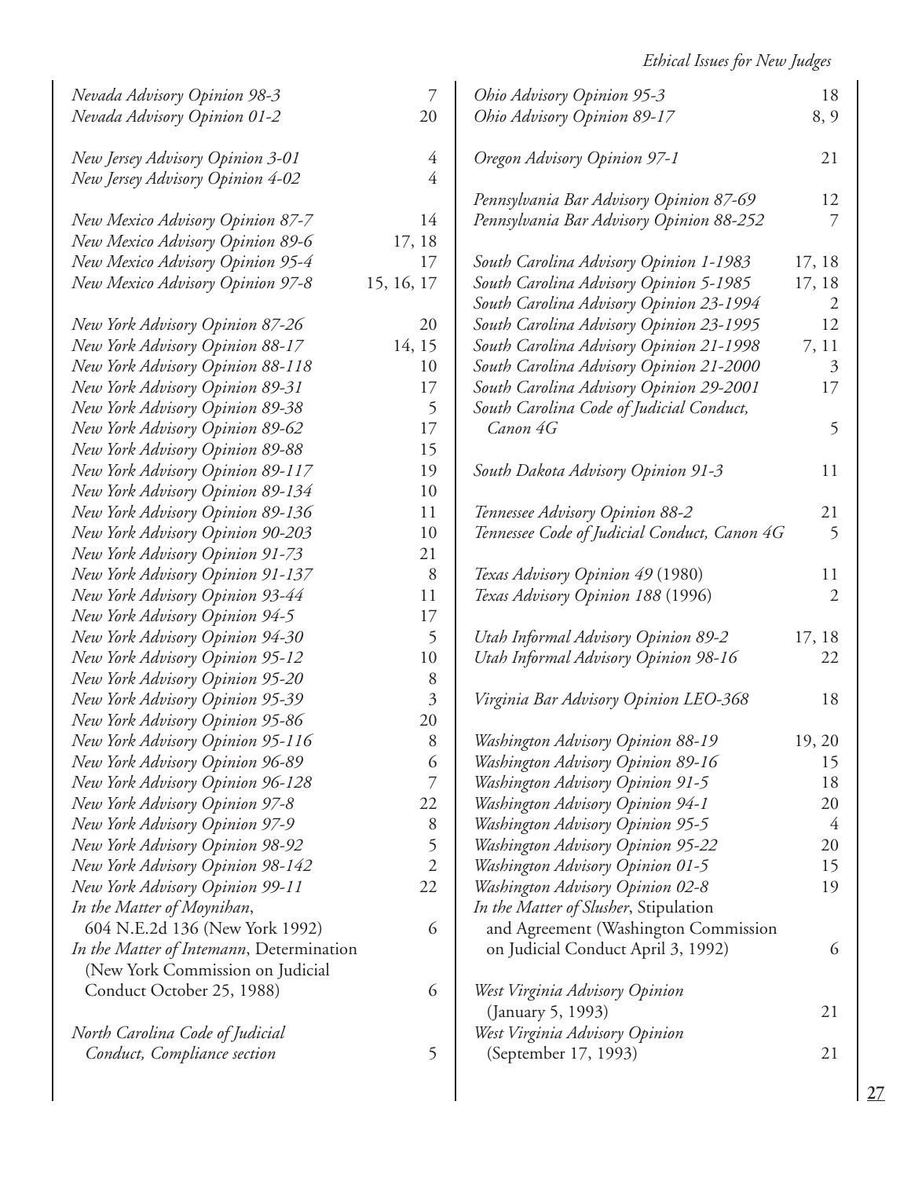*Nevada Advisory Opinion 98-3* 7
*Nevada Advisory Opinion 01-2* 20

*New Jersey Advisory Opinion 3-01* 4
*New Jersey Advisory Opinion 4-02* 4

*New Mexico Advisory Opinion 87-7* 14
*New Mexico Advisory Opinion 89-6* 17, 18
*New Mexico Advisory Opinion 95-4* 17
*New Mexico Advisory Opinion 97-8* 15, 16, 17

*New York Advisory Opinion 87-26* 20
*New York Advisory Opinion 88-17* 14, 15
*New York Advisory Opinion 88-118* 10
*New York Advisory Opinion 89-31* 17
*New York Advisory Opinion 89-38* 5
*New York Advisory Opinion 89-62* 17
*New York Advisory Opinion 89-88* 15
*New York Advisory Opinion 89-117* 19
*New York Advisory Opinion 89-134* 10
*New York Advisory Opinion 89-136* 11
*New York Advisory Opinion 90-203* 10
*New York Advisory Opinion 91-73* 21
*New York Advisory Opinion 91-137* 8
*New York Advisory Opinion 93-44* 11
*New York Advisory Opinion 94-5* 17
*New York Advisory Opinion 94-30* 5
*New York Advisory Opinion 95-12* 10
*New York Advisory Opinion 95-20* 8
*New York Advisory Opinion 95-39* 3
*New York Advisory Opinion 95-86* 20
*New York Advisory Opinion 95-116* 8
*New York Advisory Opinion 96-89* 6
*New York Advisory Opinion 96-128* 7
*New York Advisory Opinion 97-8* 22
*New York Advisory Opinion 97-9* 8
*New York Advisory Opinion 98-92* 5
*New York Advisory Opinion 98-142* 2
*New York Advisory Opinion 99-11* 22
*In the Matter of Moynihan*, 604 N.E.2d 136 (New York 1992) 6
*In the Matter of Intemann*, Determination (New York Commission on Judicial Conduct October 25, 1988) 6

*North Carolina Code of Judicial Conduct, Compliance section* 5

*Ohio Advisory Opinion 95-3* 18
*Ohio Advisory Opinion 89-17* 8, 9

*Oregon Advisory Opinion 97-1* 21

*Pennsylvania Bar Advisory Opinion 87-69* 12
*Pennsylvania Bar Advisory Opinion 88-252* 7

*South Carolina Advisory Opinion 1-1983* 17, 18
*South Carolina Advisory Opinion 5-1985* 17, 18
*South Carolina Advisory Opinion 23-1994* 2
*South Carolina Advisory Opinion 23-1995* 12
*South Carolina Advisory Opinion 21-1998* 7, 11
*South Carolina Advisory Opinion 21-2000* 3
*South Carolina Advisory Opinion 29-2001* 17
*South Carolina Code of Judicial Conduct, Canon 4G* 5

*South Dakota Advisory Opinion 91-3* 11

*Tennessee Advisory Opinion 88-2* 21
*Tennessee Code of Judicial Conduct, Canon 4G* 5

*Texas Advisory Opinion 49* (1980) 11
*Texas Advisory Opinion 188* (1996) 2

*Utah Informal Advisory Opinion 89-2* 17, 18
*Utah Informal Advisory Opinion 98-16* 22

*Virginia Bar Advisory Opinion LEO-368* 18

*Washington Advisory Opinion 88-19* 19, 20
*Washington Advisory Opinion 89-16* 15
*Washington Advisory Opinion 91-5* 18
*Washington Advisory Opinion 94-1* 20
*Washington Advisory Opinion 95-5* 4
*Washington Advisory Opinion 95-22* 20
*Washington Advisory Opinion 01-5* 15
*Washington Advisory Opinion 02-8* 19
*In the Matter of Slusher*, Stipulation and Agreement (Washington Commission on Judicial Conduct April 3, 1992) 6

*West Virginia Advisory Opinion* (January 5, 1993) 21
*West Virginia Advisory Opinion* (September 17, 1993) 21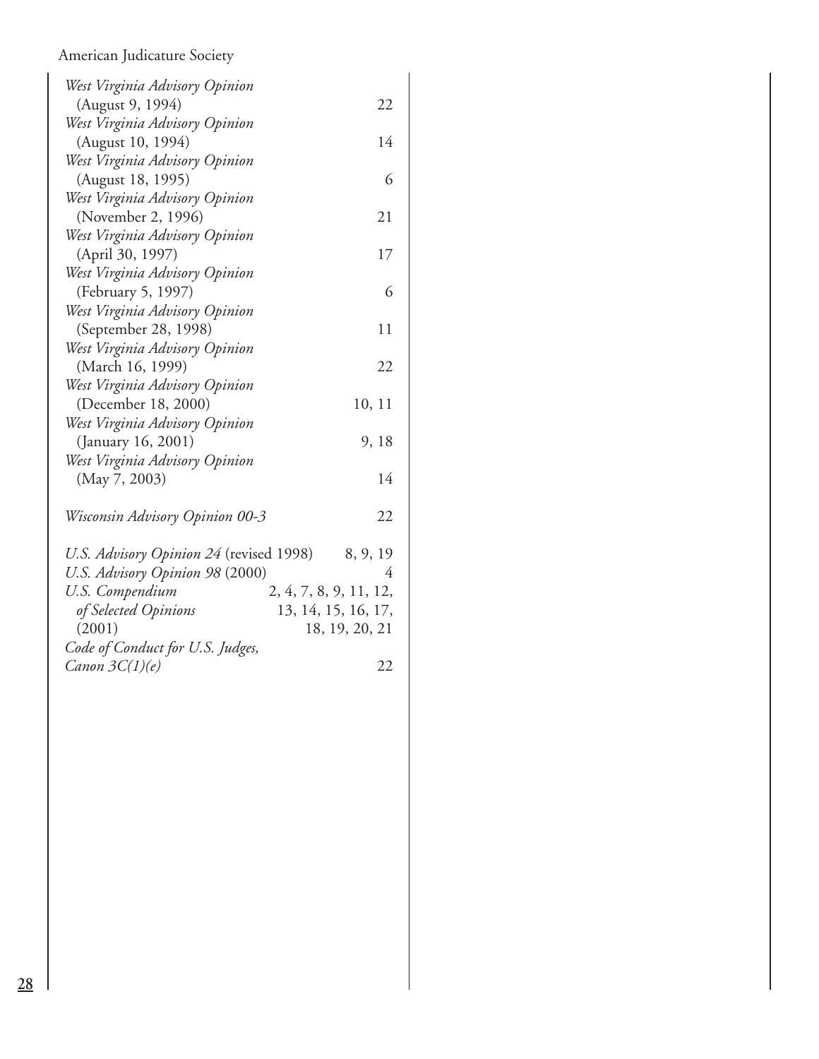*West Virginia Advisory Opinion* (August 9, 1994) 22
*West Virginia Advisory Opinion* (August 10, 1994) 14
*West Virginia Advisory Opinion* (August 18, 1995) 6
*West Virginia Advisory Opinion* (November 2, 1996) 21
*West Virginia Advisory Opinion* (April 30, 1997) 17
*West Virginia Advisory Opinion* (February 5, 1997) 6
*West Virginia Advisory Opinion* (September 28, 1998) 11
*West Virginia Advisory Opinion* (March 16, 1999) 22
*West Virginia Advisory Opinion* (December 18, 2000) 10, 11
*West Virginia Advisory Opinion* (January 16, 2001) 9, 18
*West Virginia Advisory Opinion* (May 7, 2003) 14

*Wisconsin Advisory Opinion 00-3* 22

*U.S. Advisory Opinion 24* (revised 1998) 8, 9, 19
*U.S. Advisory Opinion 98* (2000) 4
*U.S. Compendium of Selected Opinions* (2001) 2, 4, 7, 8, 9, 11, 12, 13, 14, 15, 16, 17, 18, 19, 20, 21
*Code of Conduct for U.S. Judges, Canon 3C(1)(e)* 22